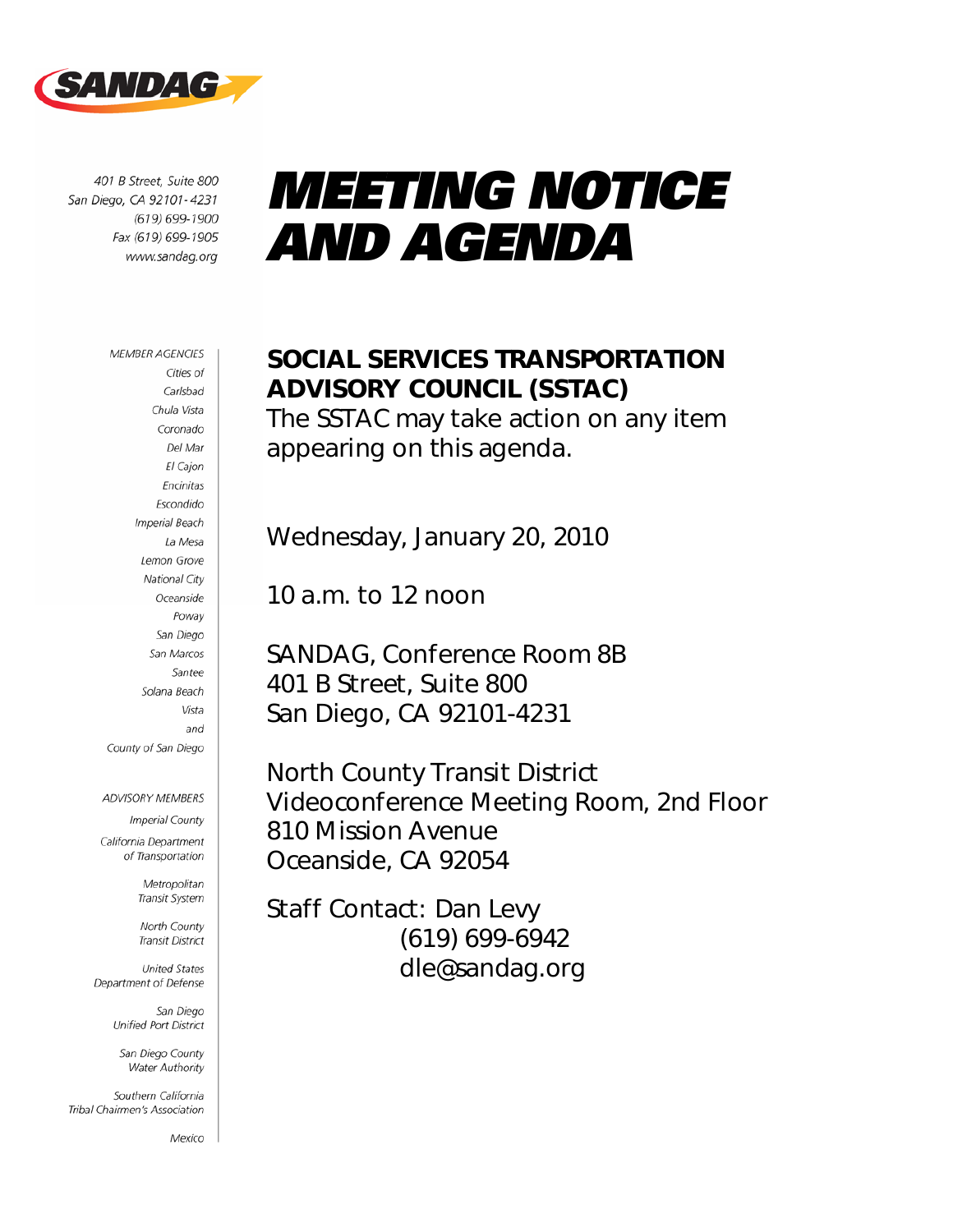SANDAG

401 B Street, Suite 800
San Diego, CA 92101-4231
(619) 699-1900
Fax (619) 699-1905
www.sandag.org

# MEETING NOTICE AND AGENDA

MEMBER AGENCIES
Cities of
Carlsbad
Chula Vista
Coronado
Del Mar
El Cajon
Encinitas
Escondido
Imperial Beach
La Mesa
Lemon Grove
National City
Oceanside
Poway
San Diego
San Marcos
Santee
Solana Beach
Vista
and
County of San Diego

ADVISORY MEMBERS
Imperial County
California Department of Transportation
Metropolitan Transit System
North County Transit District
United States Department of Defense
San Diego Unified Port District
San Diego County Water Authority
Southern California Tribal Chairmen's Association
Mexico

## SOCIAL SERVICES TRANSPORTATION ADVISORY COUNCIL (SSTAC)

The SSTAC may take action on any item appearing on this agenda.

Wednesday, January 20, 2010

10 a.m. to 12 noon

SANDAG, Conference Room 8B
401 B Street, Suite 800
San Diego, CA 92101-4231

North County Transit District
Videoconference Meeting Room, 2nd Floor
810 Mission Avenue
Oceanside, CA 92054

Staff Contact: Dan Levy
(619) 699-6942
dle@sandag.org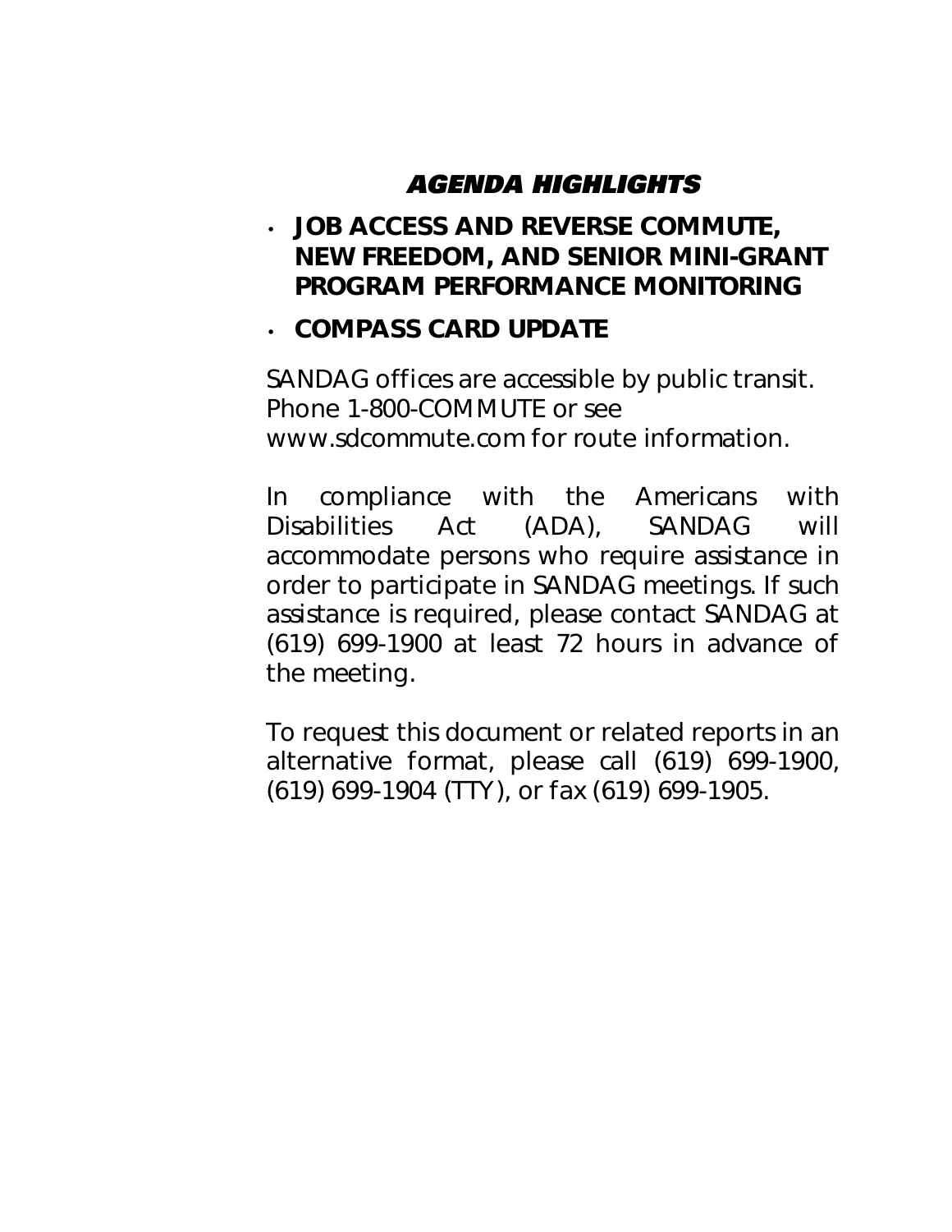## *AGENDA HIGHLIGHTS*

- **JOB ACCESS AND REVERSE COMMUTE, NEW FREEDOM, AND SENIOR MINI-GRANT PROGRAM PERFORMANCE MONITORING**
- **COMPASS CARD UPDATE**

SANDAG offices are accessible by public transit. Phone 1-800-COMMUTE or see www.sdcommute.com for route information.

In compliance with the Americans with Disabilities Act (ADA), SANDAG will accommodate persons who require assistance in order to participate in SANDAG meetings. If such assistance is required, please contact SANDAG at (619) 699-1900 at least 72 hours in advance of the meeting.

To request this document or related reports in an alternative format, please call (619) 699-1900, (619) 699-1904 (TTY), or fax (619) 699-1905.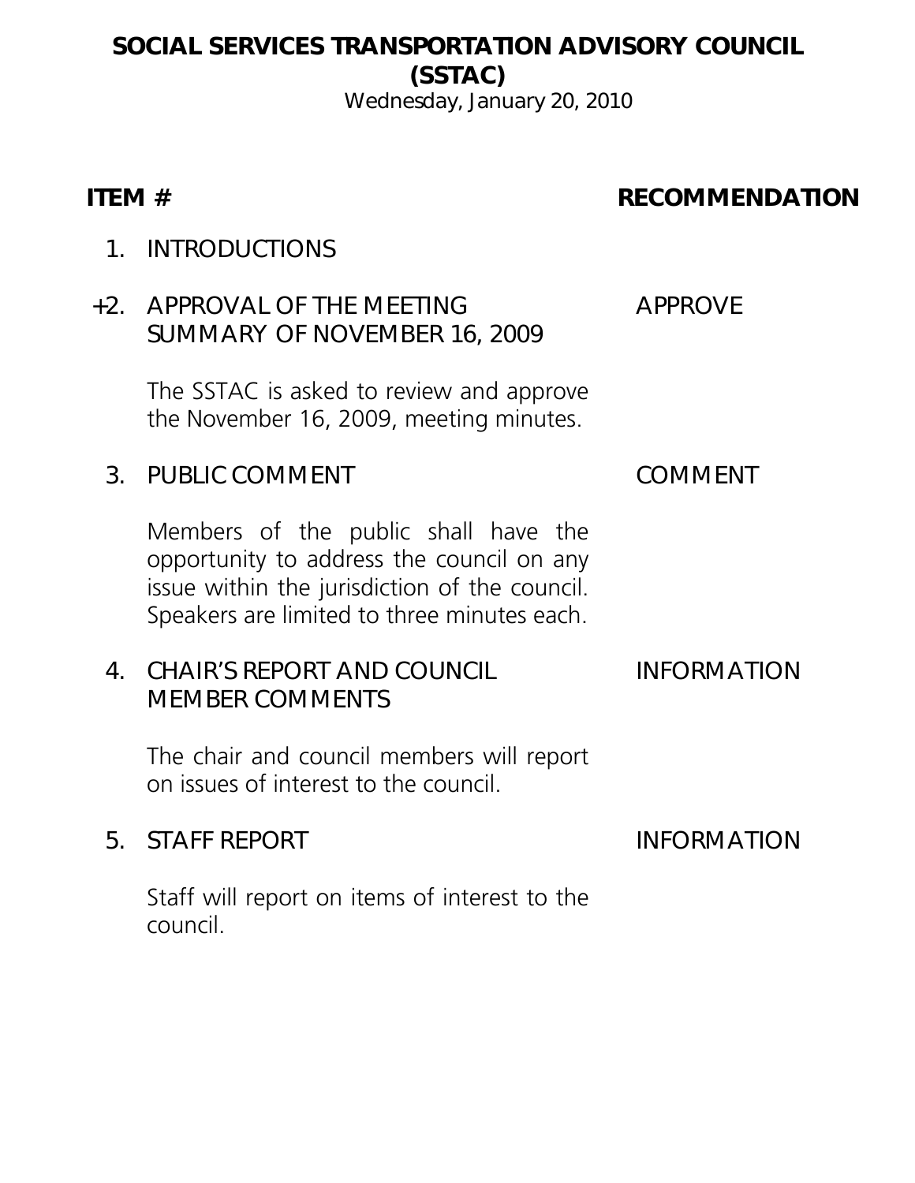# SOCIAL SERVICES TRANSPORTATION ADVISORY COUNCIL (SSTAC)

Wednesday, January 20, 2010

| ITEM # | RECOMMENDATION |
|---|---|
| 1. INTRODUCTIONS | |
| +2. APPROVAL OF THE MEETING SUMMARY OF NOVEMBER 16, 2009<br><br>The SSTAC is asked to review and approve the November 16, 2009, meeting minutes. | APPROVE |
| 3. PUBLIC COMMENT<br><br>Members of the public shall have the opportunity to address the council on any issue within the jurisdiction of the council. Speakers are limited to three minutes each. | COMMENT |
| 4. CHAIR'S REPORT AND COUNCIL MEMBER COMMENTS<br><br>The chair and council members will report on issues of interest to the council. | INFORMATION |
| 5. STAFF REPORT<br><br>Staff will report on items of interest to the council. | INFORMATION |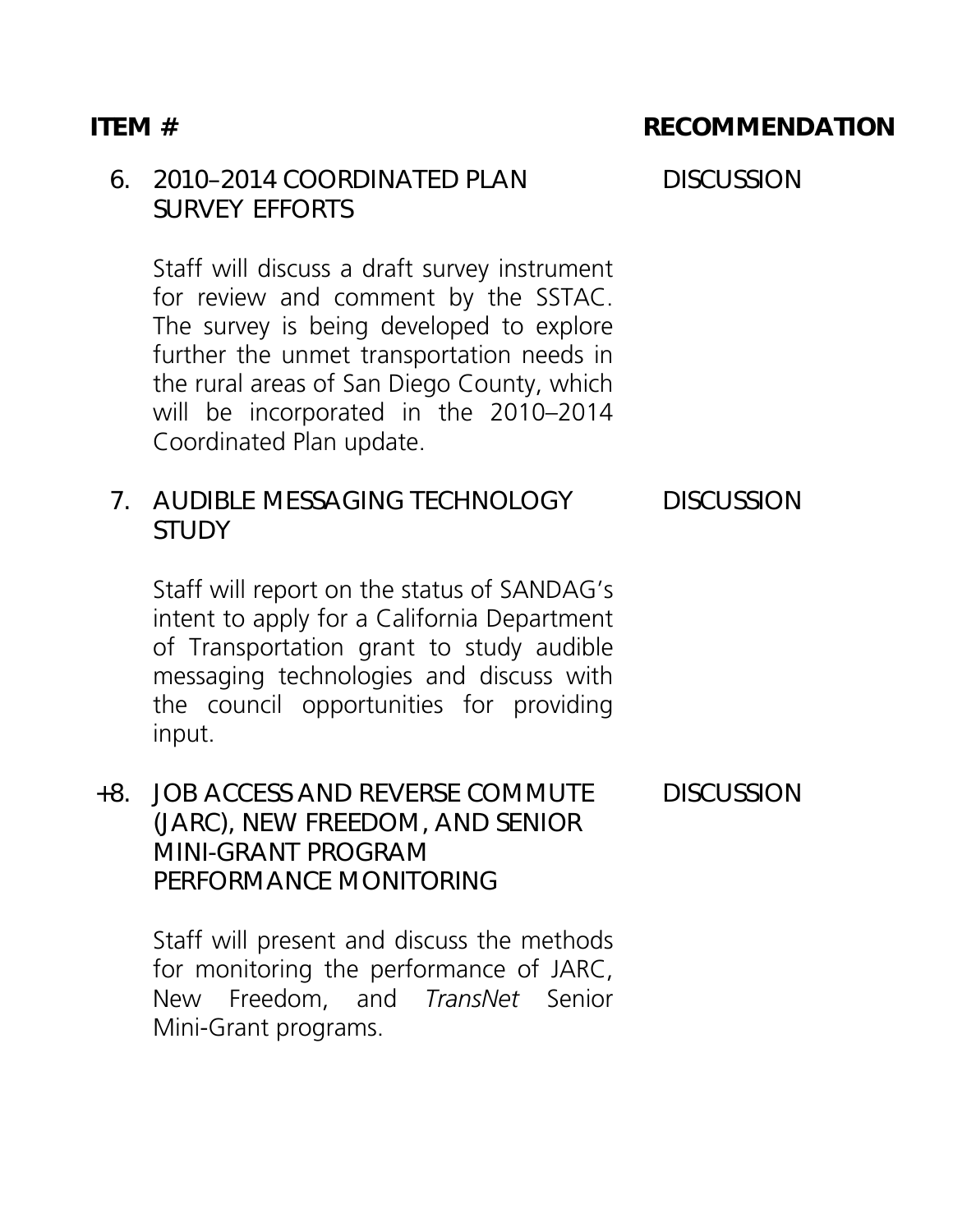| ITEM # | | RECOMMENDATION |
|---|---|---|
| 6. | 2010–2014 COORDINATED PLAN SURVEY EFFORTS | DISCUSSION |
| | Staff will discuss a draft survey instrument for review and comment by the SSTAC. The survey is being developed to explore further the unmet transportation needs in the rural areas of San Diego County, which will be incorporated in the 2010–2014 Coordinated Plan update. | |
| 7. | AUDIBLE MESSAGING TECHNOLOGY STUDY | DISCUSSION |
| | Staff will report on the status of SANDAG's intent to apply for a California Department of Transportation grant to study audible messaging technologies and discuss with the council opportunities for providing input. | |
| +8. | JOB ACCESS AND REVERSE COMMUTE (JARC), NEW FREEDOM, AND SENIOR MINI-GRANT PROGRAM PERFORMANCE MONITORING | DISCUSSION |
| | Staff will present and discuss the methods for monitoring the performance of JARC, New Freedom, and *TransNet* Senior Mini-Grant programs. | |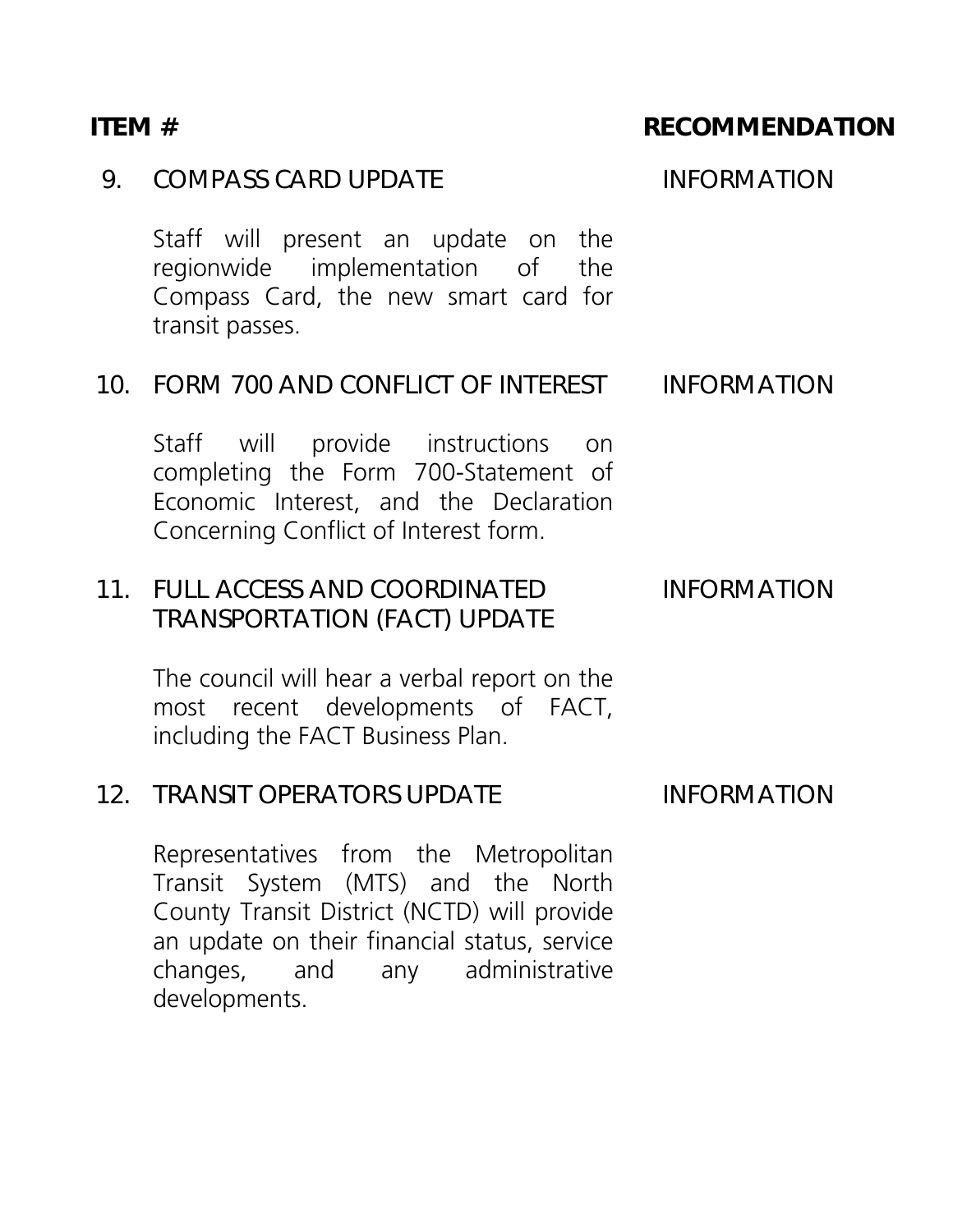| ITEM # | | RECOMMENDATION |
|---|---|---|
| 9. | COMPASS CARD UPDATE<br><br>Staff will present an update on the regionwide implementation of the Compass Card, the new smart card for transit passes. | INFORMATION |
| 10. | FORM 700 AND CONFLICT OF INTEREST<br><br>Staff will provide instructions on completing the Form 700-Statement of Economic Interest, and the Declaration Concerning Conflict of Interest form. | INFORMATION |
| 11. | FULL ACCESS AND COORDINATED TRANSPORTATION (FACT) UPDATE<br><br>The council will hear a verbal report on the most recent developments of FACT, including the FACT Business Plan. | INFORMATION |
| 12. | TRANSIT OPERATORS UPDATE<br><br>Representatives from the Metropolitan Transit System (MTS) and the North County Transit District (NCTD) will provide an update on their financial status, service changes, and any administrative developments. | INFORMATION |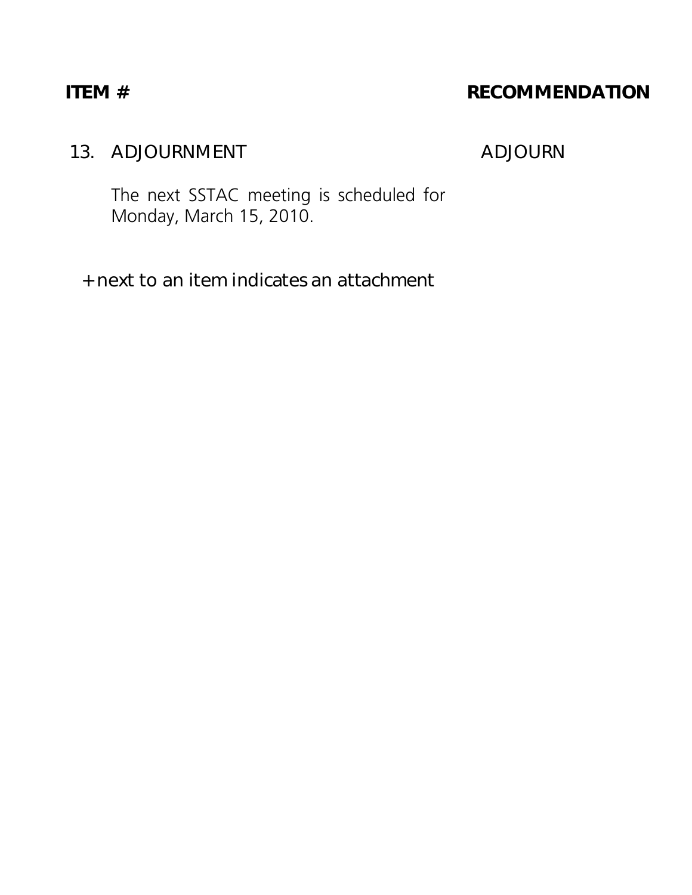| ITEM # | RECOMMENDATION |
| --- | --- |
| 13. ADJOURNMENT<br><br>The next SSTAC meeting is scheduled for Monday, March 15, 2010. | ADJOURN |

+ next to an item indicates an attachment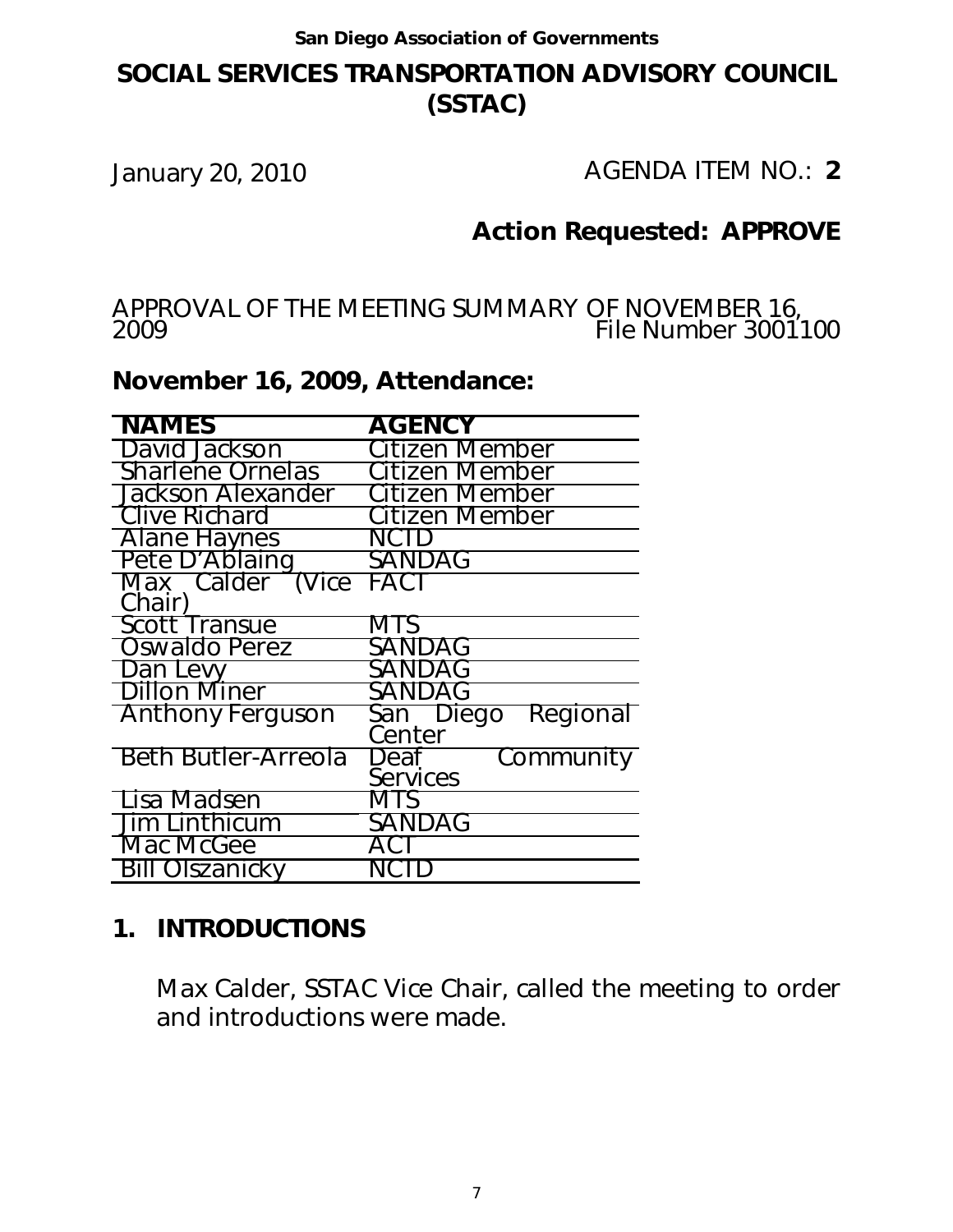**San Diego Association of Governments**

# SOCIAL SERVICES TRANSPORTATION ADVISORY COUNCIL (SSTAC)

January 20, 2010 AGENDA ITEM NO.: **2**

## Action Requested: APPROVE

APPROVAL OF THE MEETING SUMMARY OF NOVEMBER 16, 2009 File Number 3001100

## November 16, 2009, Attendance:

| NAMES | AGENCY |
|---|---|
| David Jackson | Citizen Member |
| Sharlene Ornelas | Citizen Member |
| Jackson Alexander | Citizen Member |
| Clive Richard | Citizen Member |
| Alane Haynes | NCTD |
| Pete D'Ablaing | SANDAG |
| Max Calder (Vice Chair) | FACT |
| Scott Transue | MTS |
| Oswaldo Perez | SANDAG |
| Dan Levy | SANDAG |
| Dillon Miner | SANDAG |
| Anthony Ferguson | San Diego Regional Center |
| Beth Butler-Arreola | Deaf Community Services |
| Lisa Madsen | MTS |
| Jim Linthicum | SANDAG |
| Mac McGee | ACT |
| Bill Olszanicky | NCTD |

## 1. INTRODUCTIONS

Max Calder, SSTAC Vice Chair, called the meeting to order and introductions were made.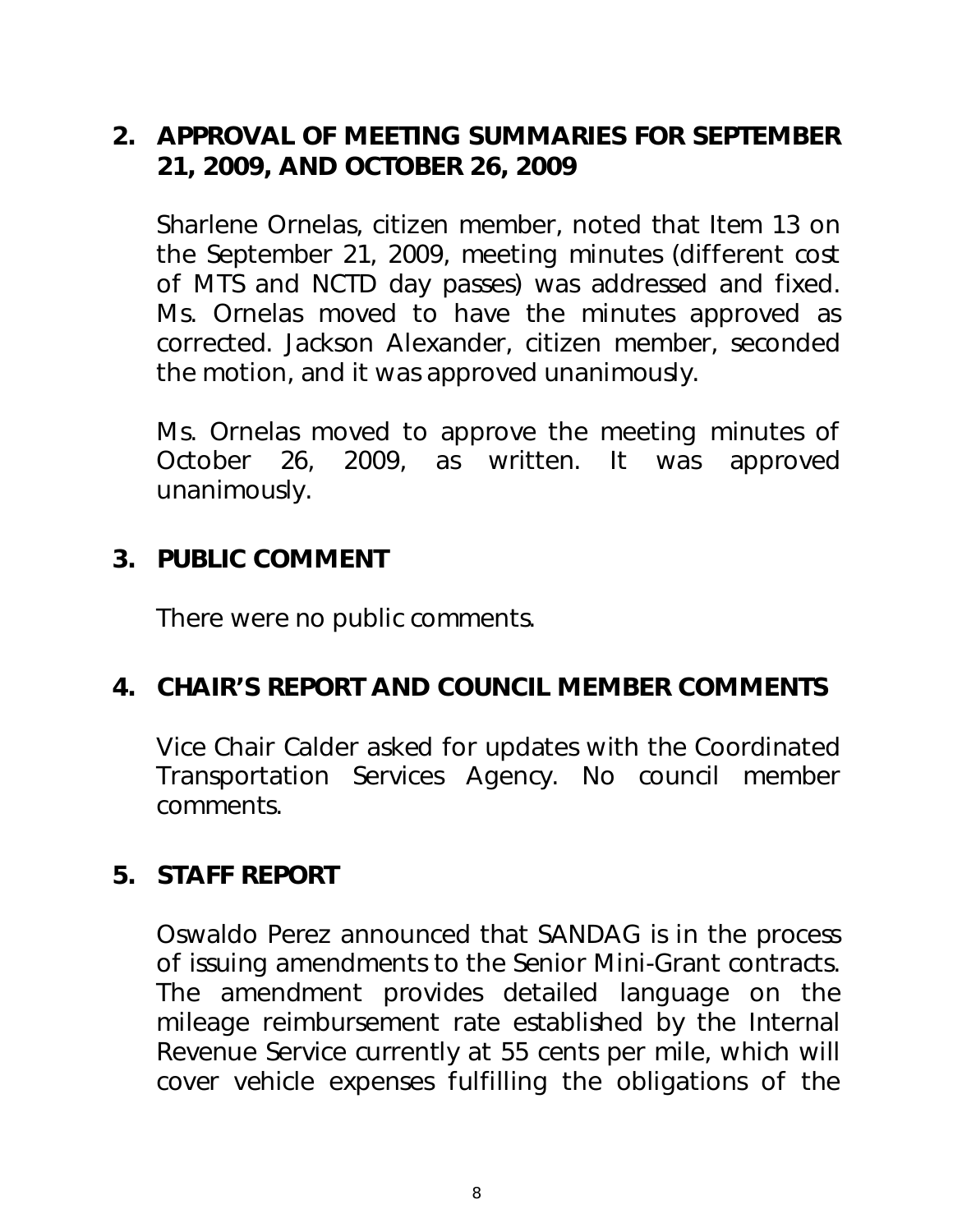## 2. APPROVAL OF MEETING SUMMARIES FOR SEPTEMBER 21, 2009, AND OCTOBER 26, 2009

Sharlene Ornelas, citizen member, noted that Item 13 on the September 21, 2009, meeting minutes (different cost of MTS and NCTD day passes) was addressed and fixed. Ms. Ornelas moved to have the minutes approved as corrected. Jackson Alexander, citizen member, seconded the motion, and it was approved unanimously.

Ms. Ornelas moved to approve the meeting minutes of October 26, 2009, as written. It was approved unanimously.

## 3. PUBLIC COMMENT

There were no public comments.

## 4. CHAIR'S REPORT AND COUNCIL MEMBER COMMENTS

Vice Chair Calder asked for updates with the Coordinated Transportation Services Agency. No council member comments.

## 5. STAFF REPORT

Oswaldo Perez announced that SANDAG is in the process of issuing amendments to the Senior Mini-Grant contracts. The amendment provides detailed language on the mileage reimbursement rate established by the Internal Revenue Service currently at 55 cents per mile, which will cover vehicle expenses fulfilling the obligations of the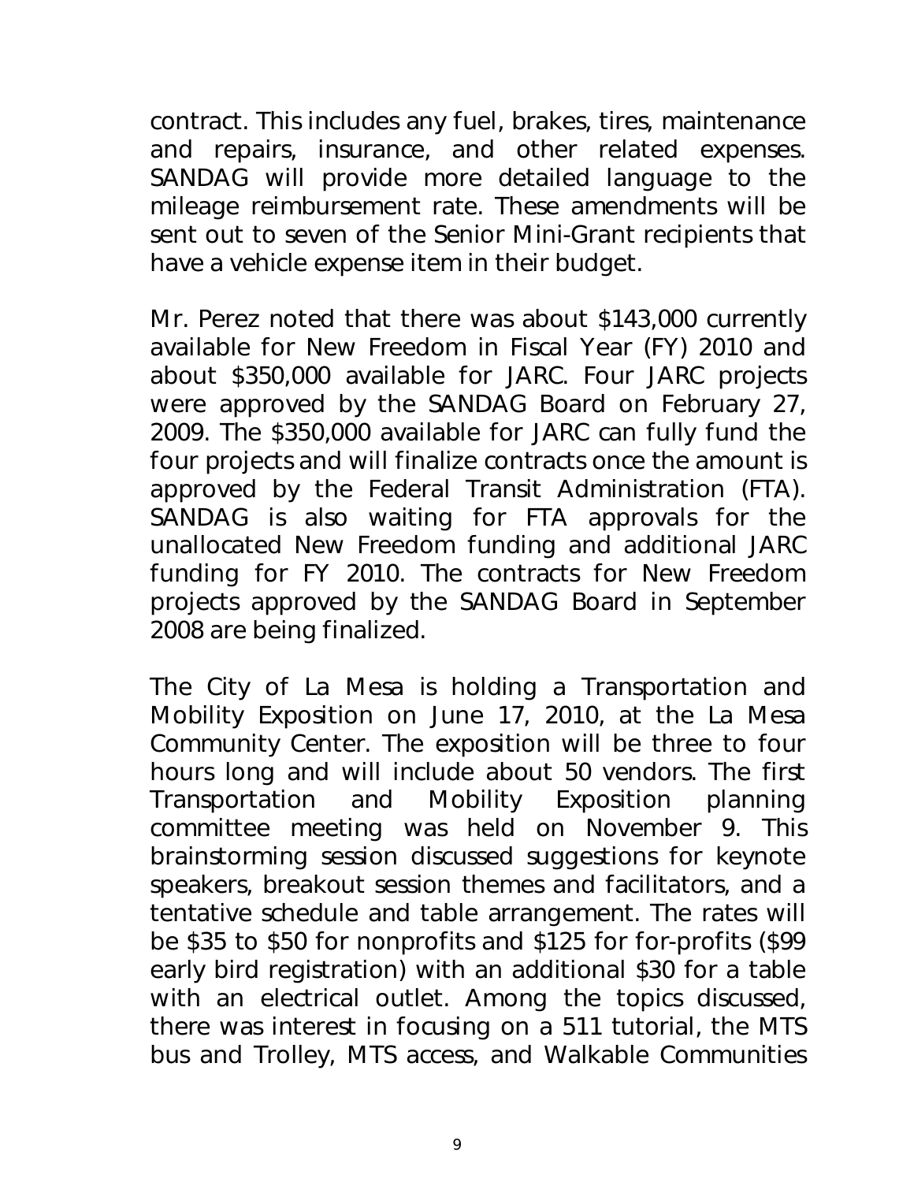contract. This includes any fuel, brakes, tires, maintenance and repairs, insurance, and other related expenses. SANDAG will provide more detailed language to the mileage reimbursement rate. These amendments will be sent out to seven of the Senior Mini-Grant recipients that have a vehicle expense item in their budget.

Mr. Perez noted that there was about $143,000 currently available for New Freedom in Fiscal Year (FY) 2010 and about $350,000 available for JARC. Four JARC projects were approved by the SANDAG Board on February 27, 2009. The $350,000 available for JARC can fully fund the four projects and will finalize contracts once the amount is approved by the Federal Transit Administration (FTA). SANDAG is also waiting for FTA approvals for the unallocated New Freedom funding and additional JARC funding for FY 2010. The contracts for New Freedom projects approved by the SANDAG Board in September 2008 are being finalized.

The City of La Mesa is holding a Transportation and Mobility Exposition on June 17, 2010, at the La Mesa Community Center. The exposition will be three to four hours long and will include about 50 vendors. The first Transportation and Mobility Exposition planning committee meeting was held on November 9. This brainstorming session discussed suggestions for keynote speakers, breakout session themes and facilitators, and a tentative schedule and table arrangement. The rates will be $35 to $50 for nonprofits and $125 for for-profits ($99 early bird registration) with an additional $30 for a table with an electrical outlet. Among the topics discussed, there was interest in focusing on a 511 tutorial, the MTS bus and Trolley, MTS access, and Walkable Communities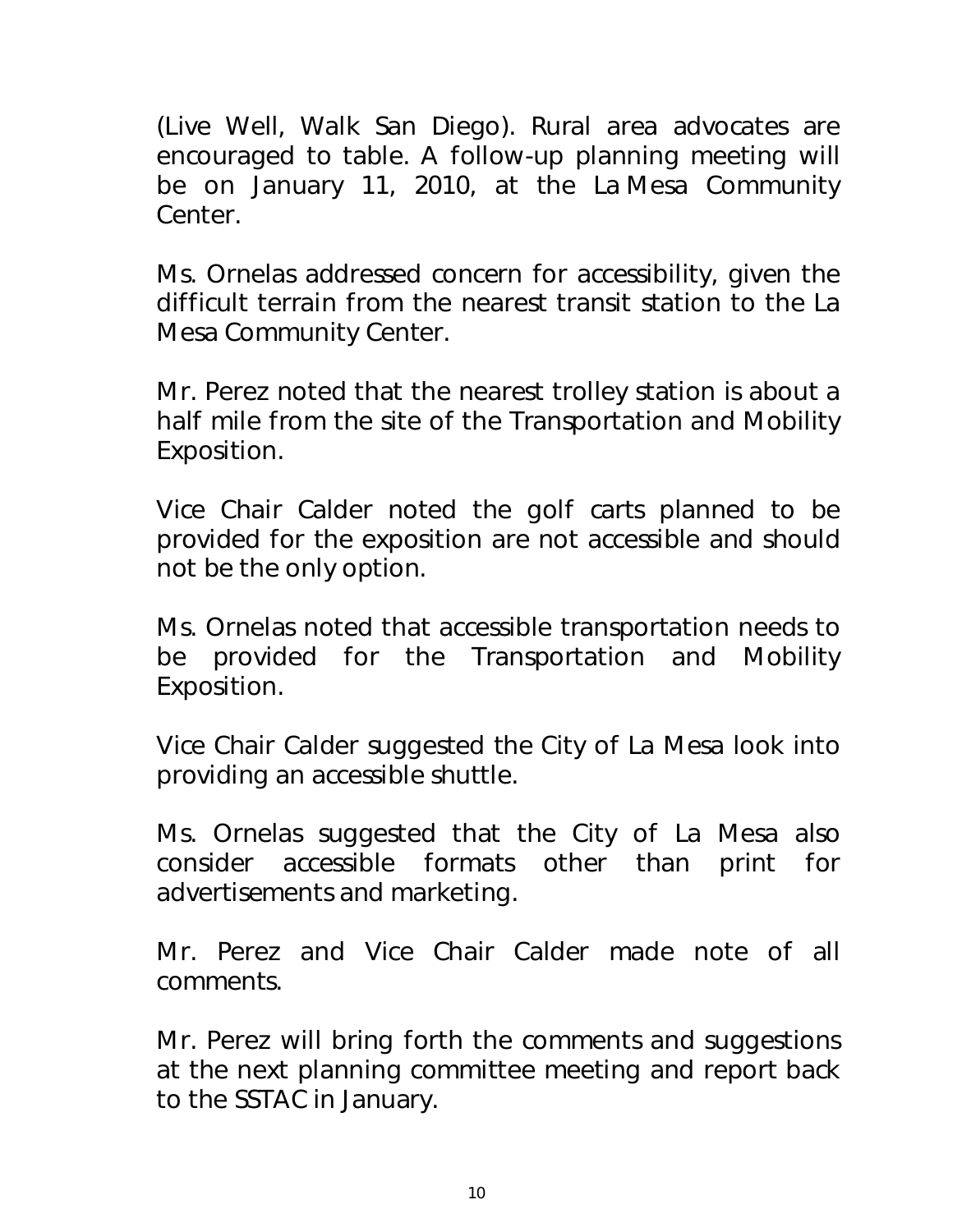(Live Well, Walk San Diego). Rural area advocates are encouraged to table. A follow-up planning meeting will be on January 11, 2010, at the La Mesa Community Center.

Ms. Ornelas addressed concern for accessibility, given the difficult terrain from the nearest transit station to the La Mesa Community Center.

Mr. Perez noted that the nearest trolley station is about a half mile from the site of the Transportation and Mobility Exposition.

Vice Chair Calder noted the golf carts planned to be provided for the exposition are not accessible and should not be the only option.

Ms. Ornelas noted that accessible transportation needs to be provided for the Transportation and Mobility Exposition.

Vice Chair Calder suggested the City of La Mesa look into providing an accessible shuttle.

Ms. Ornelas suggested that the City of La Mesa also consider accessible formats other than print for advertisements and marketing.

Mr. Perez and Vice Chair Calder made note of all comments.

Mr. Perez will bring forth the comments and suggestions at the next planning committee meeting and report back to the SSTAC in January.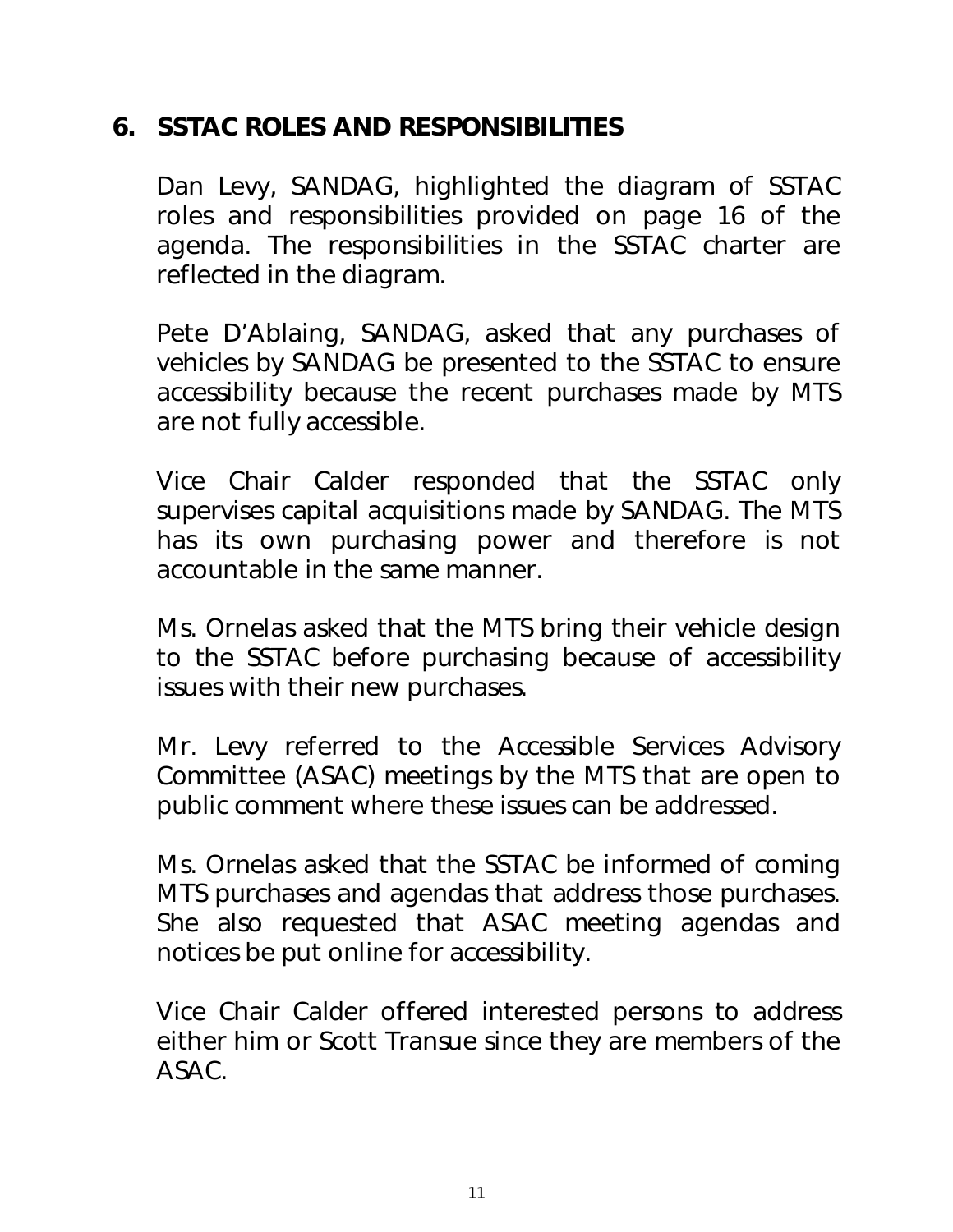## 6. SSTAC ROLES AND RESPONSIBILITIES

Dan Levy, SANDAG, highlighted the diagram of SSTAC roles and responsibilities provided on page 16 of the agenda. The responsibilities in the SSTAC charter are reflected in the diagram.

Pete D'Ablaing, SANDAG, asked that any purchases of vehicles by SANDAG be presented to the SSTAC to ensure accessibility because the recent purchases made by MTS are not fully accessible.

Vice Chair Calder responded that the SSTAC only supervises capital acquisitions made by SANDAG. The MTS has its own purchasing power and therefore is not accountable in the same manner.

Ms. Ornelas asked that the MTS bring their vehicle design to the SSTAC before purchasing because of accessibility issues with their new purchases.

Mr. Levy referred to the Accessible Services Advisory Committee (ASAC) meetings by the MTS that are open to public comment where these issues can be addressed.

Ms. Ornelas asked that the SSTAC be informed of coming MTS purchases and agendas that address those purchases. She also requested that ASAC meeting agendas and notices be put online for accessibility.

Vice Chair Calder offered interested persons to address either him or Scott Transue since they are members of the ASAC.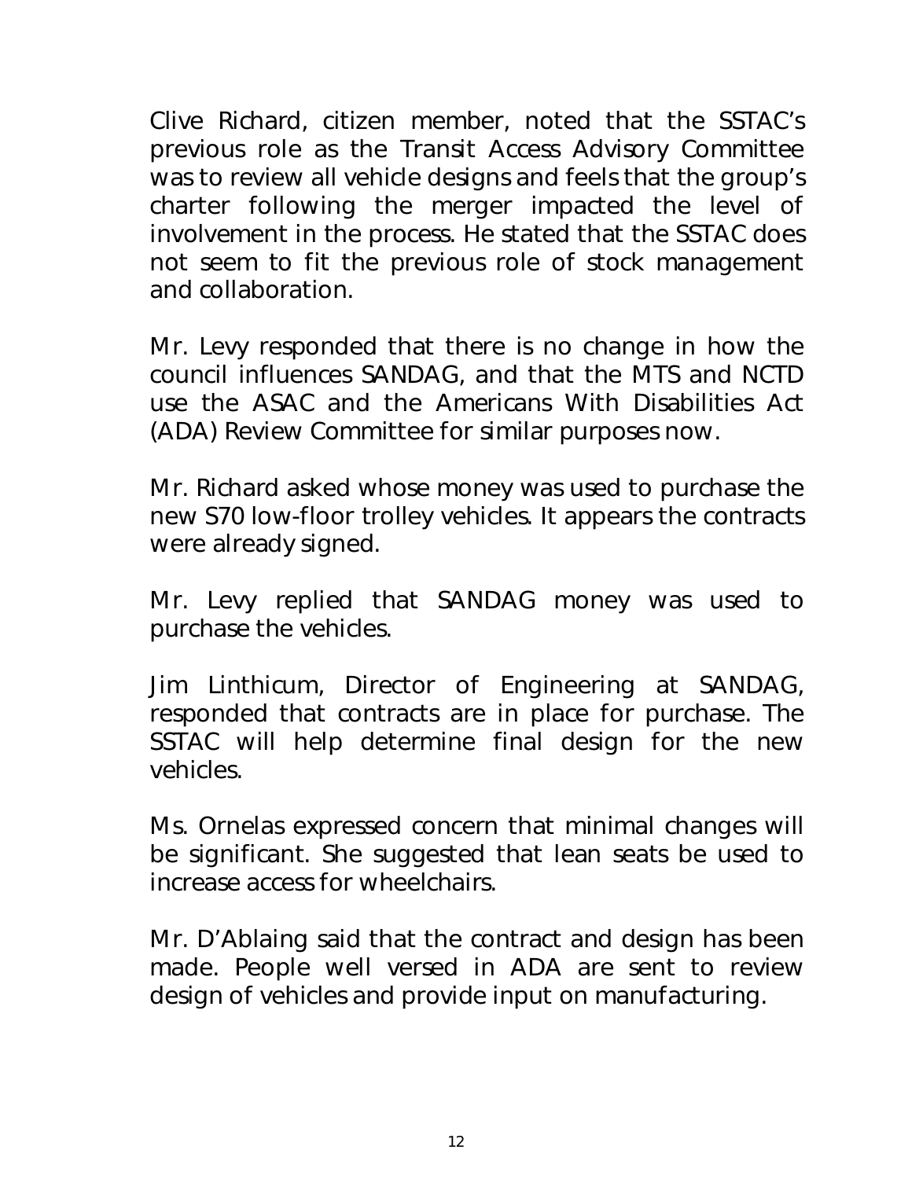Clive Richard, citizen member, noted that the SSTAC's previous role as the Transit Access Advisory Committee was to review all vehicle designs and feels that the group's charter following the merger impacted the level of involvement in the process. He stated that the SSTAC does not seem to fit the previous role of stock management and collaboration.

Mr. Levy responded that there is no change in how the council influences SANDAG, and that the MTS and NCTD use the ASAC and the Americans With Disabilities Act (ADA) Review Committee for similar purposes now.

Mr. Richard asked whose money was used to purchase the new S70 low-floor trolley vehicles. It appears the contracts were already signed.

Mr. Levy replied that SANDAG money was used to purchase the vehicles.

Jim Linthicum, Director of Engineering at SANDAG, responded that contracts are in place for purchase. The SSTAC will help determine final design for the new vehicles.

Ms. Ornelas expressed concern that minimal changes will be significant. She suggested that lean seats be used to increase access for wheelchairs.

Mr. D'Ablaing said that the contract and design has been made. People well versed in ADA are sent to review design of vehicles and provide input on manufacturing.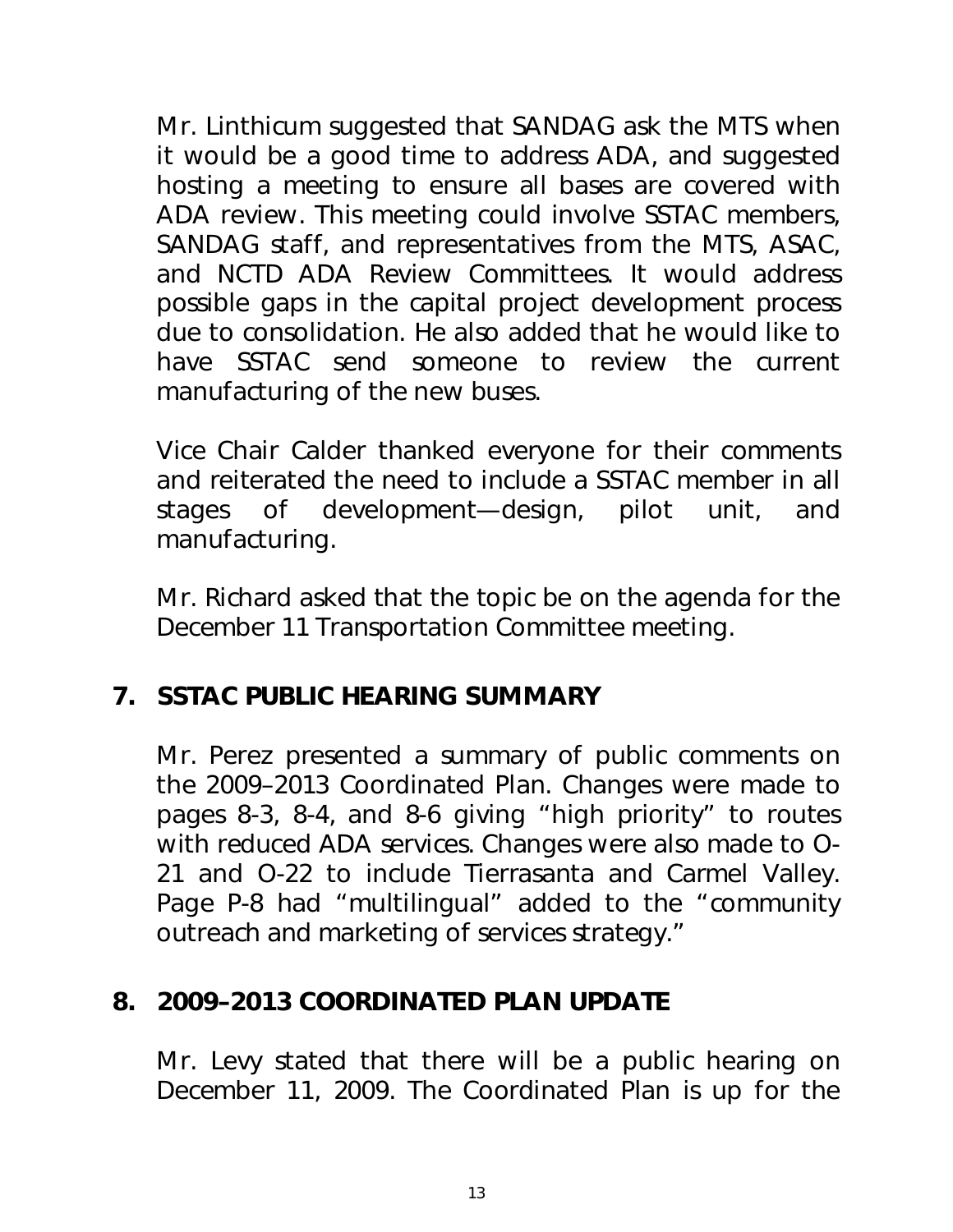Mr. Linthicum suggested that SANDAG ask the MTS when it would be a good time to address ADA, and suggested hosting a meeting to ensure all bases are covered with ADA review. This meeting could involve SSTAC members, SANDAG staff, and representatives from the MTS, ASAC, and NCTD ADA Review Committees. It would address possible gaps in the capital project development process due to consolidation. He also added that he would like to have SSTAC send someone to review the current manufacturing of the new buses.

Vice Chair Calder thanked everyone for their comments and reiterated the need to include a SSTAC member in all stages of development—design, pilot unit, and manufacturing.

Mr. Richard asked that the topic be on the agenda for the December 11 Transportation Committee meeting.

## 7. SSTAC PUBLIC HEARING SUMMARY

Mr. Perez presented a summary of public comments on the 2009–2013 Coordinated Plan. Changes were made to pages 8-3, 8-4, and 8-6 giving "high priority" to routes with reduced ADA services. Changes were also made to O-21 and O-22 to include Tierrasanta and Carmel Valley. Page P-8 had "multilingual" added to the "community outreach and marketing of services strategy."

## 8. 2009–2013 COORDINATED PLAN UPDATE

Mr. Levy stated that there will be a public hearing on December 11, 2009. The Coordinated Plan is up for the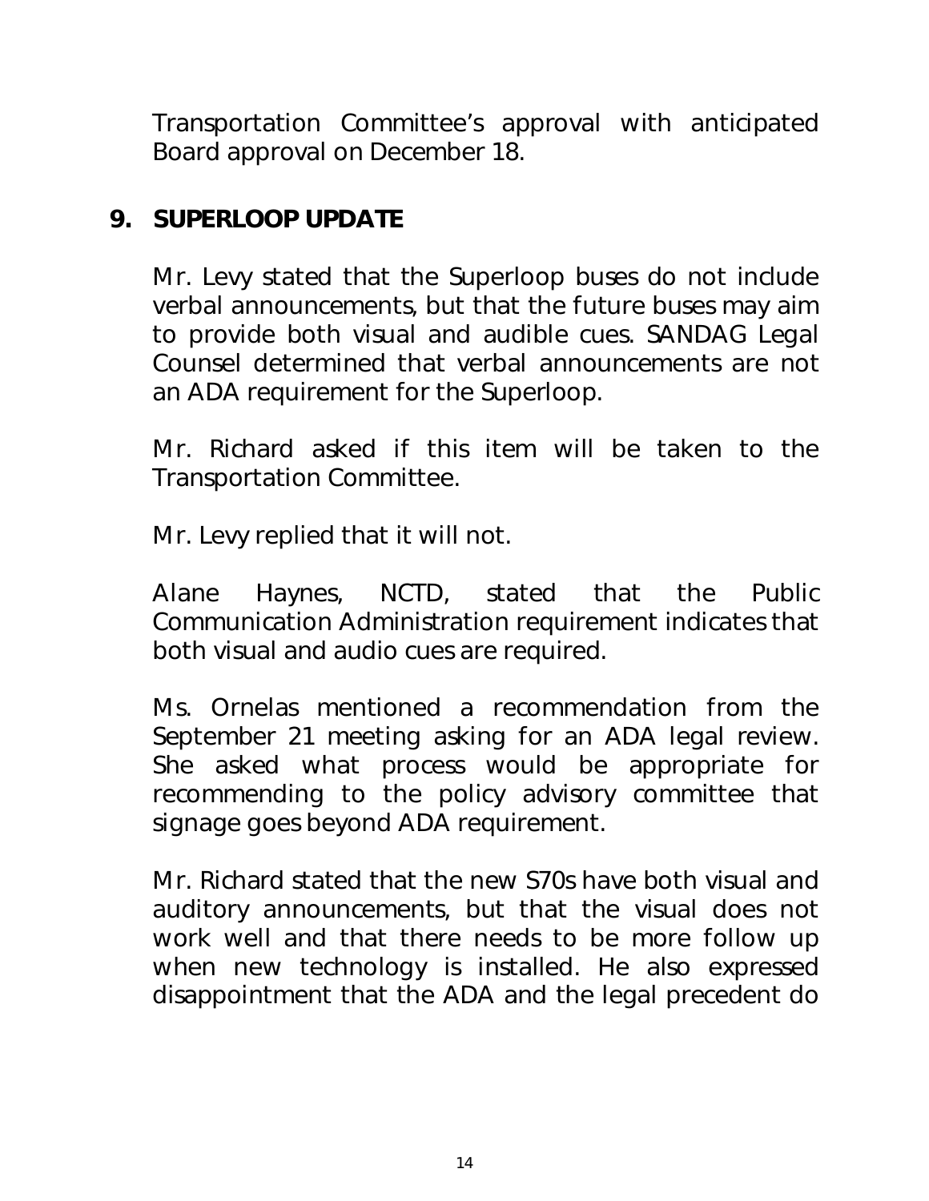Transportation Committee's approval with anticipated Board approval on December 18.

## 9. SUPERLOOP UPDATE

Mr. Levy stated that the Superloop buses do not include verbal announcements, but that the future buses may aim to provide both visual and audible cues. SANDAG Legal Counsel determined that verbal announcements are not an ADA requirement for the Superloop.

Mr. Richard asked if this item will be taken to the Transportation Committee.

Mr. Levy replied that it will not.

Alane Haynes, NCTD, stated that the Public Communication Administration requirement indicates that both visual and audio cues are required.

Ms. Ornelas mentioned a recommendation from the September 21 meeting asking for an ADA legal review. She asked what process would be appropriate for recommending to the policy advisory committee that signage goes beyond ADA requirement.

Mr. Richard stated that the new S70s have both visual and auditory announcements, but that the visual does not work well and that there needs to be more follow up when new technology is installed. He also expressed disappointment that the ADA and the legal precedent do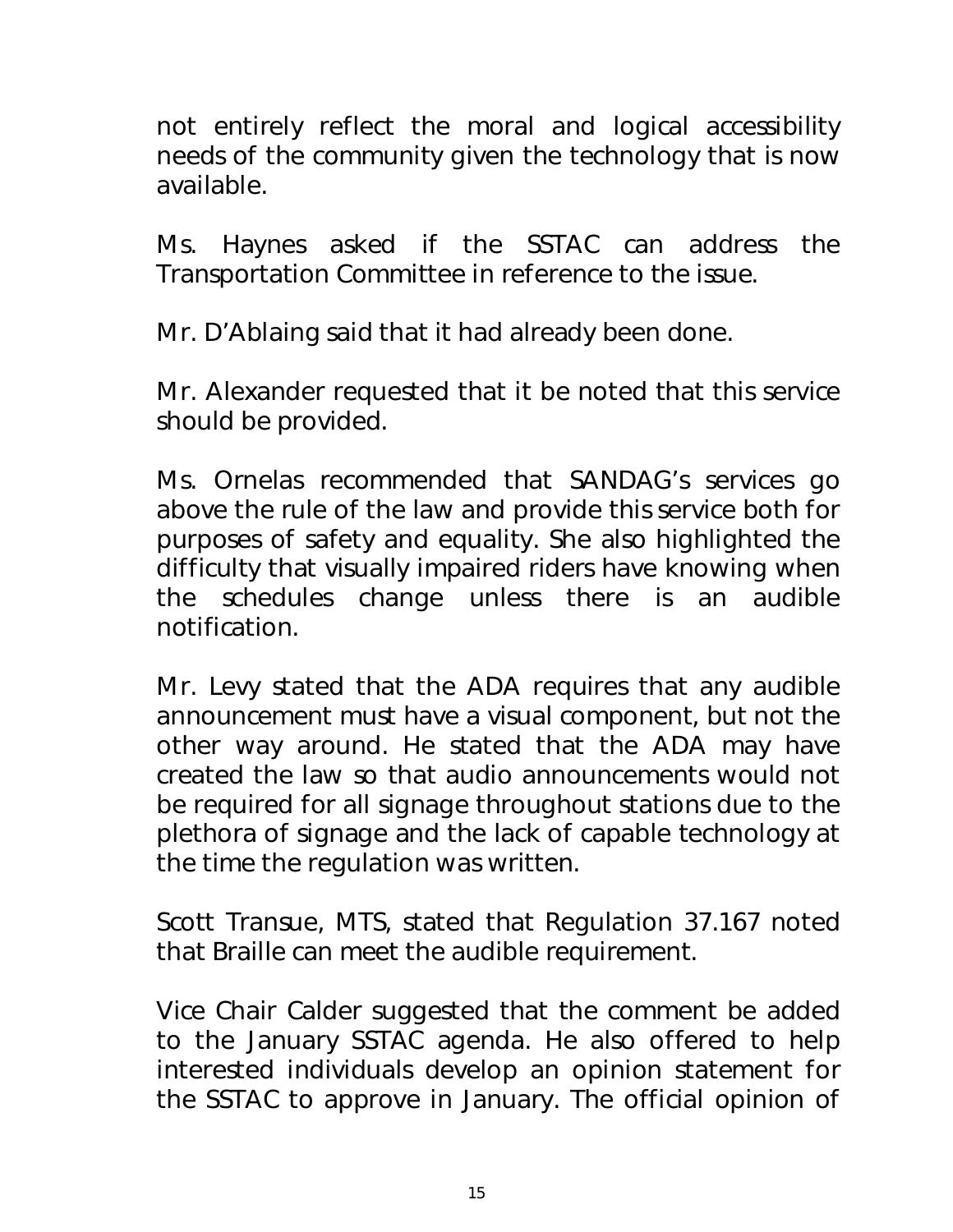not entirely reflect the moral and logical accessibility needs of the community given the technology that is now available.

Ms. Haynes asked if the SSTAC can address the Transportation Committee in reference to the issue.

Mr. D'Ablaing said that it had already been done.

Mr. Alexander requested that it be noted that this service should be provided.

Ms. Ornelas recommended that SANDAG's services go above the rule of the law and provide this service both for purposes of safety and equality. She also highlighted the difficulty that visually impaired riders have knowing when the schedules change unless there is an audible notification.

Mr. Levy stated that the ADA requires that any audible announcement must have a visual component, but not the other way around. He stated that the ADA may have created the law so that audio announcements would not be required for all signage throughout stations due to the plethora of signage and the lack of capable technology at the time the regulation was written.

Scott Transue, MTS, stated that Regulation 37.167 noted that Braille can meet the audible requirement.

Vice Chair Calder suggested that the comment be added to the January SSTAC agenda. He also offered to help interested individuals develop an opinion statement for the SSTAC to approve in January. The official opinion of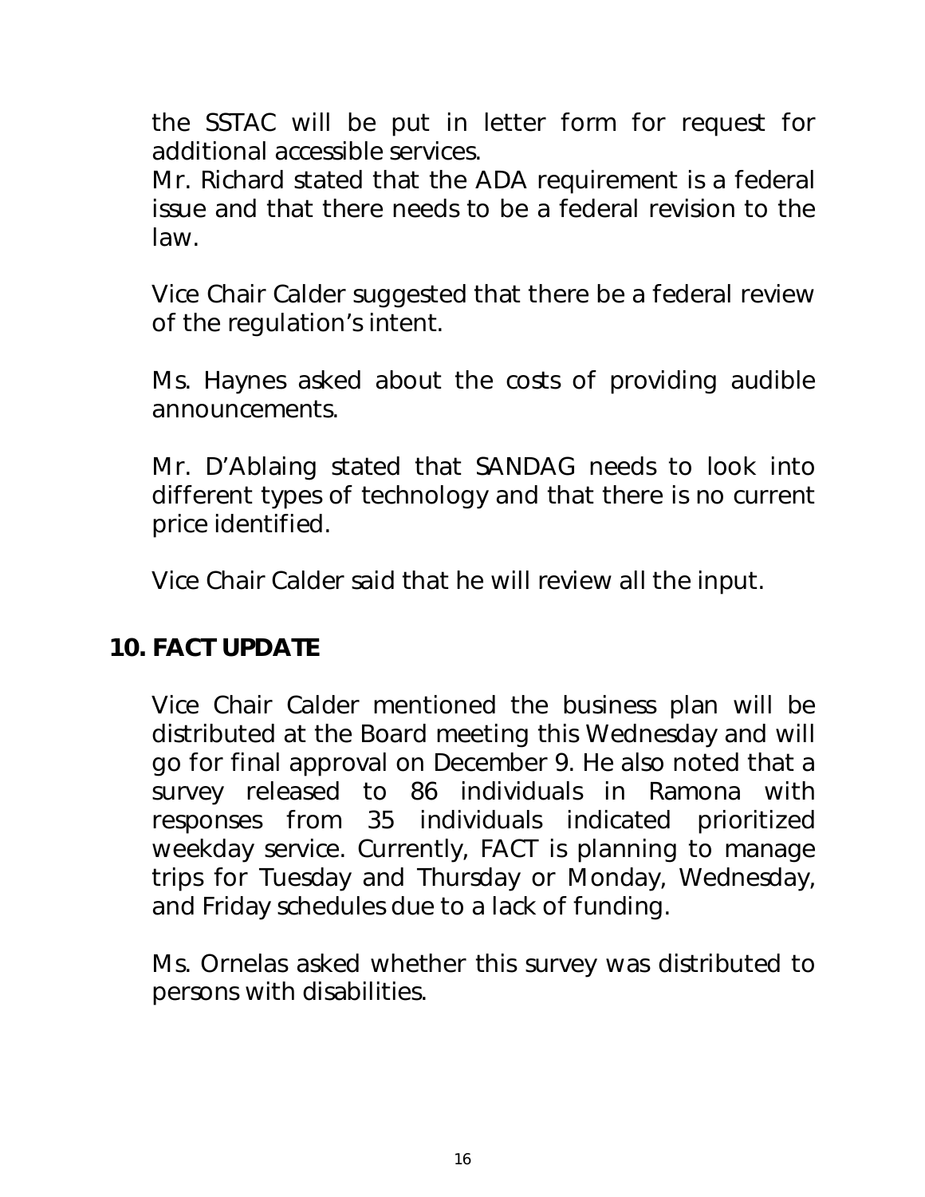the SSTAC will be put in letter form for request for additional accessible services.

Mr. Richard stated that the ADA requirement is a federal issue and that there needs to be a federal revision to the law.

Vice Chair Calder suggested that there be a federal review of the regulation's intent.

Ms. Haynes asked about the costs of providing audible announcements.

Mr. D'Ablaing stated that SANDAG needs to look into different types of technology and that there is no current price identified.

Vice Chair Calder said that he will review all the input.

## 10. FACT UPDATE

Vice Chair Calder mentioned the business plan will be distributed at the Board meeting this Wednesday and will go for final approval on December 9. He also noted that a survey released to 86 individuals in Ramona with responses from 35 individuals indicated prioritized weekday service. Currently, FACT is planning to manage trips for Tuesday and Thursday or Monday, Wednesday, and Friday schedules due to a lack of funding.

Ms. Ornelas asked whether this survey was distributed to persons with disabilities.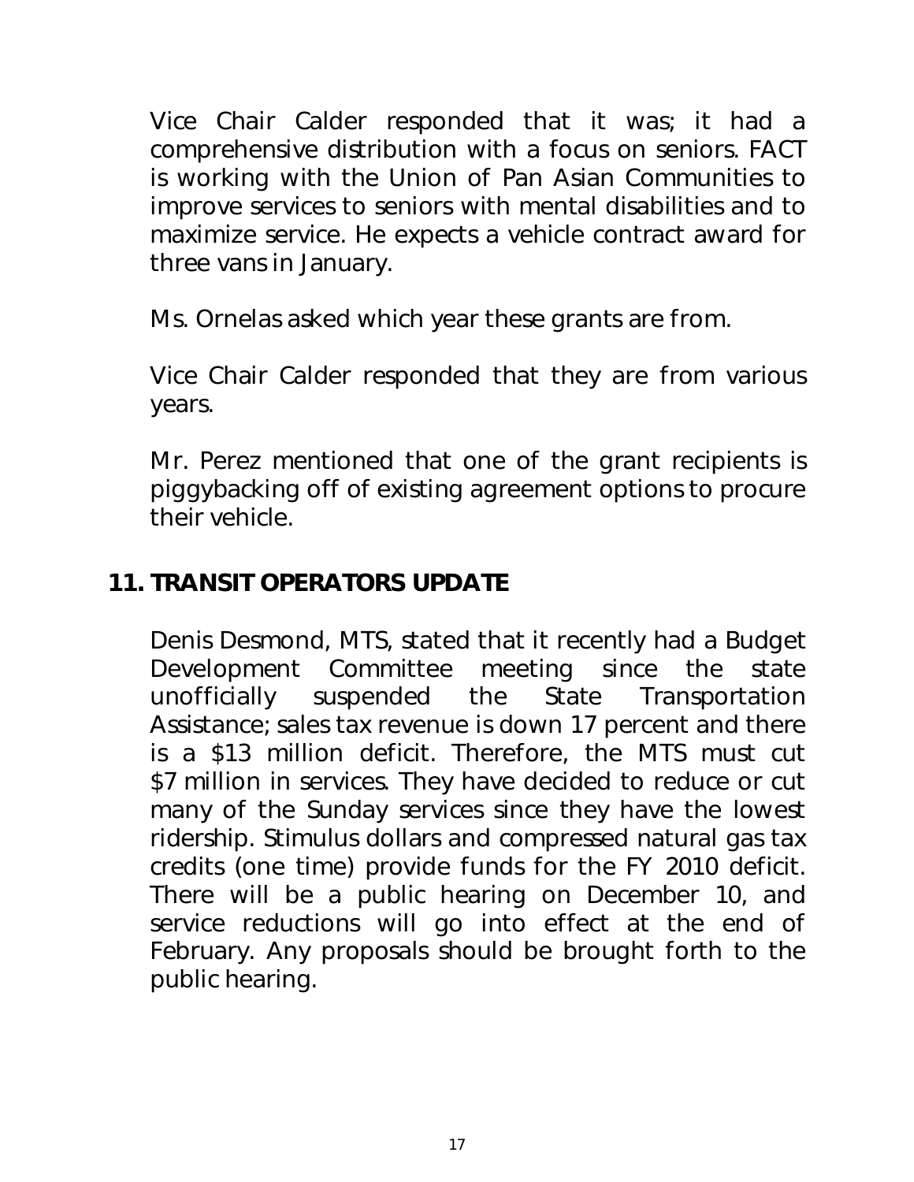Vice Chair Calder responded that it was; it had a comprehensive distribution with a focus on seniors. FACT is working with the Union of Pan Asian Communities to improve services to seniors with mental disabilities and to maximize service. He expects a vehicle contract award for three vans in January.

Ms. Ornelas asked which year these grants are from.

Vice Chair Calder responded that they are from various years.

Mr. Perez mentioned that one of the grant recipients is piggybacking off of existing agreement options to procure their vehicle.

## 11. TRANSIT OPERATORS UPDATE

Denis Desmond, MTS, stated that it recently had a Budget Development Committee meeting since the state unofficially suspended the State Transportation Assistance; sales tax revenue is down 17 percent and there is a $13 million deficit. Therefore, the MTS must cut $7 million in services. They have decided to reduce or cut many of the Sunday services since they have the lowest ridership. Stimulus dollars and compressed natural gas tax credits (one time) provide funds for the FY 2010 deficit. There will be a public hearing on December 10, and service reductions will go into effect at the end of February. Any proposals should be brought forth to the public hearing.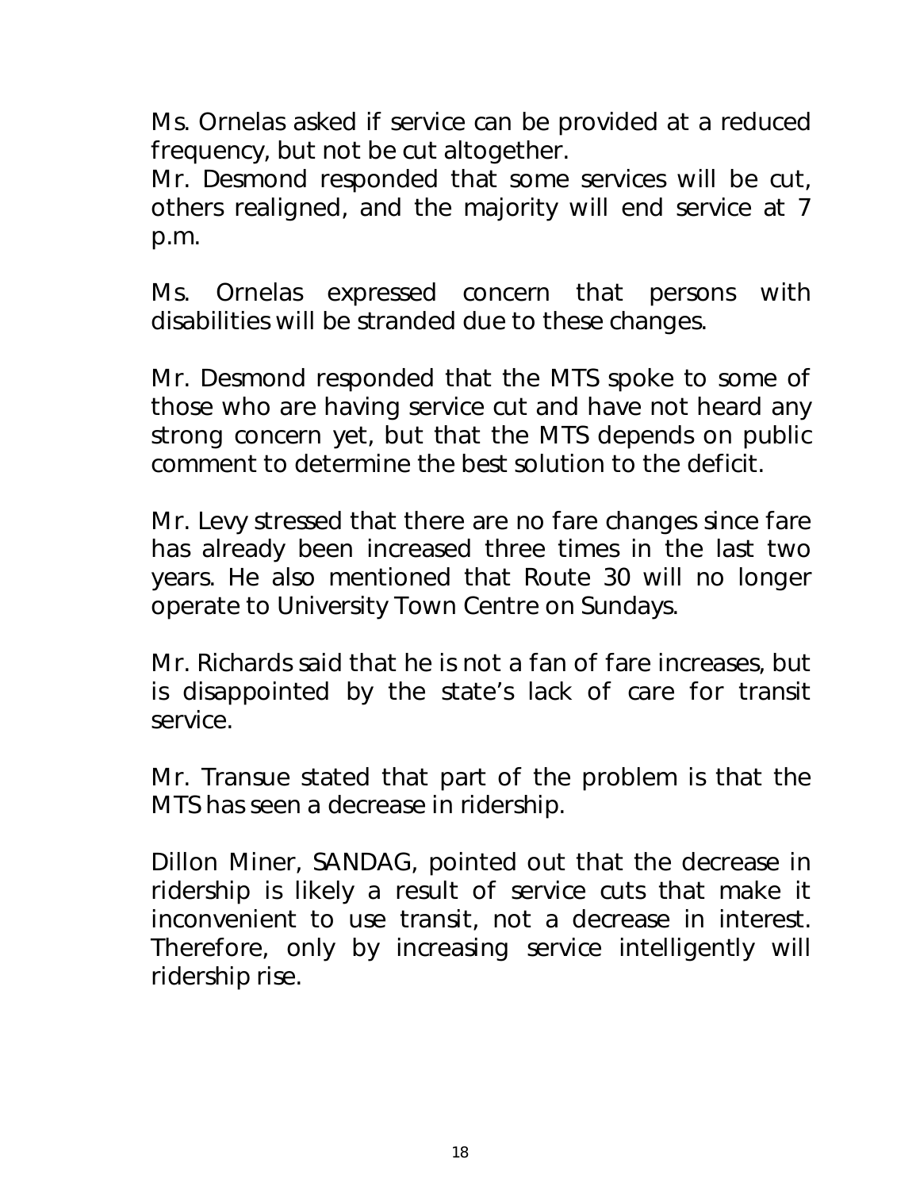Ms. Ornelas asked if service can be provided at a reduced frequency, but not be cut altogether.
Mr. Desmond responded that some services will be cut, others realigned, and the majority will end service at 7 p.m.

Ms. Ornelas expressed concern that persons with disabilities will be stranded due to these changes.

Mr. Desmond responded that the MTS spoke to some of those who are having service cut and have not heard any strong concern yet, but that the MTS depends on public comment to determine the best solution to the deficit.

Mr. Levy stressed that there are no fare changes since fare has already been increased three times in the last two years. He also mentioned that Route 30 will no longer operate to University Town Centre on Sundays.

Mr. Richards said that he is not a fan of fare increases, but is disappointed by the state's lack of care for transit service.

Mr. Transue stated that part of the problem is that the MTS has seen a decrease in ridership.

Dillon Miner, SANDAG, pointed out that the decrease in ridership is likely a result of service cuts that make it inconvenient to use transit, not a decrease in interest. Therefore, only by increasing service intelligently will ridership rise.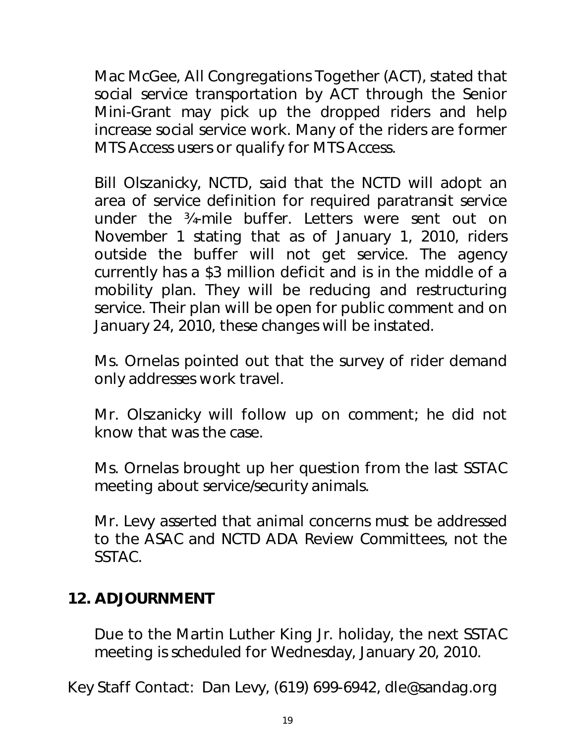Mac McGee, All Congregations Together (ACT), stated that social service transportation by ACT through the Senior Mini-Grant may pick up the dropped riders and help increase social service work. Many of the riders are former MTS Access users or qualify for MTS Access.

Bill Olszanicky, NCTD, said that the NCTD will adopt an area of service definition for required paratransit service under the ¾-mile buffer. Letters were sent out on November 1 stating that as of January 1, 2010, riders outside the buffer will not get service. The agency currently has a $3 million deficit and is in the middle of a mobility plan. They will be reducing and restructuring service. Their plan will be open for public comment and on January 24, 2010, these changes will be instated.

Ms. Ornelas pointed out that the survey of rider demand only addresses work travel.

Mr. Olszanicky will follow up on comment; he did not know that was the case.

Ms. Ornelas brought up her question from the last SSTAC meeting about service/security animals.

Mr. Levy asserted that animal concerns must be addressed to the ASAC and NCTD ADA Review Committees, not the SSTAC.

## 12. ADJOURNMENT

Due to the Martin Luther King Jr. holiday, the next SSTAC meeting is scheduled for Wednesday, January 20, 2010.

Key Staff Contact: Dan Levy, (619) 699-6942, dle@sandag.org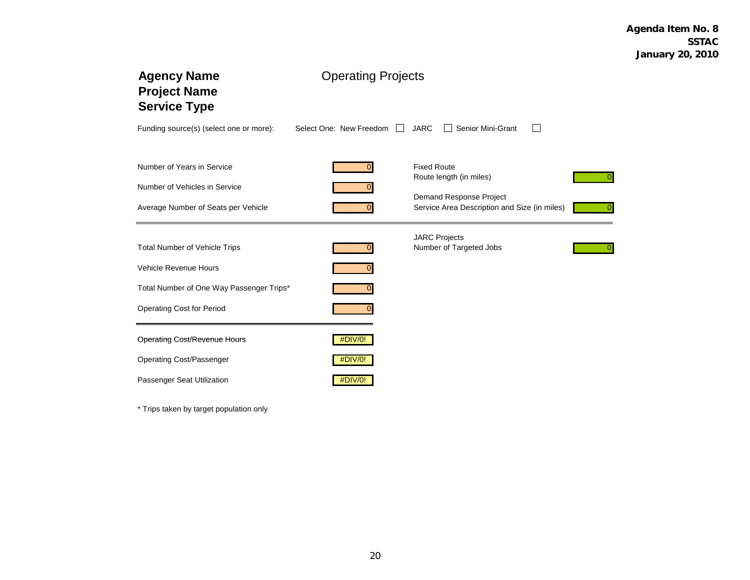**Agenda Item No. 8**
**SSTAC**
**January 20, 2010**

## Agency Name
## Project Name
## Service Type

Operating Projects

Funding source(s) (select one or more): Select One: New Freedom ☐ JARC ☐ Senior Mini-Grant ☐

| | |
|---|---|
| Number of Years in Service | 0 |
| Number of Vehicles in Service | 0 |
| Average Number of Seats per Vehicle | 0 |

Fixed Route

| | |
|---|---|
| Route length (in miles) | 0 |

Demand Response Project

| | |
|---|---|
| Service Area Description and Size (in miles) | 0 |

| | |
|---|---|
| Total Number of Vehicle Trips | 0 |
| Vehicle Revenue Hours | 0 |
| Total Number of One Way Passenger Trips* | 0 |
| Operating Cost for Period | 0 |

JARC Projects

| | |
|---|---|
| Number of Targeted Jobs | 0 |

| | |
|---|---|
| Operating Cost/Revenue Hours | #DIV/0! |
| Operating Cost/Passenger | #DIV/0! |
| Passenger Seat Utilization | #DIV/0! |

\* Trips taken by target population only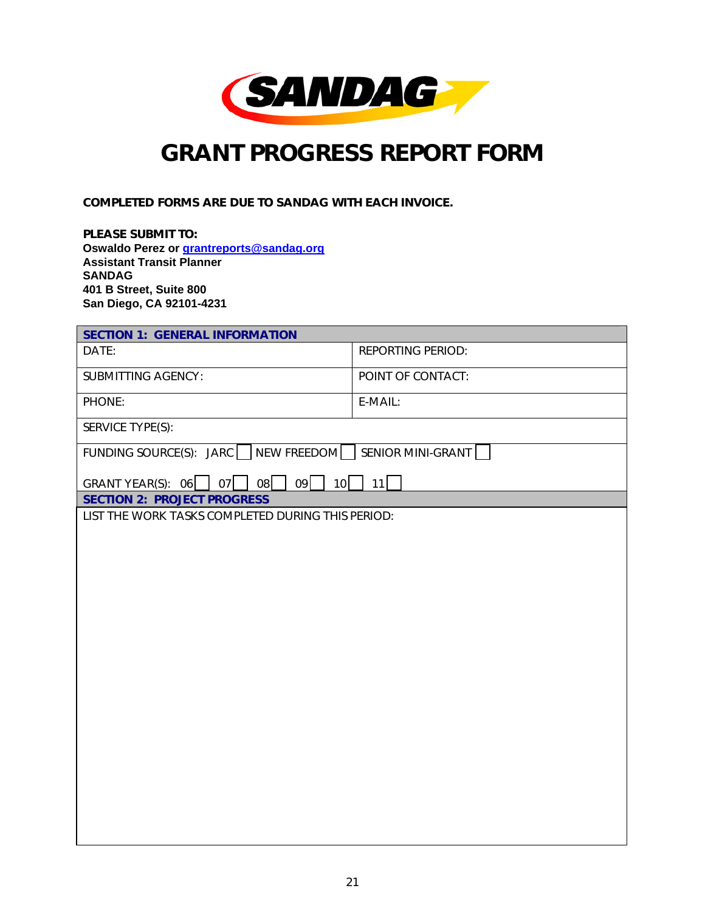# GRANT PROGRESS REPORT FORM

**COMPLETED FORMS ARE DUE TO SANDAG WITH EACH INVOICE.**

**PLEASE SUBMIT TO:**
**Oswaldo Perez or grantreports@sandag.org**
**Assistant Transit Planner**
**SANDAG**
**401 B Street, Suite 800**
**San Diego, CA 92101-4231**

| **SECTION 1: GENERAL INFORMATION** | |
|---|---|
| DATE: | REPORTING PERIOD: |
| SUBMITTING AGENCY: | POINT OF CONTACT: |
| PHONE: | E-MAIL: |
| SERVICE TYPE(S): | |
| FUNDING SOURCE(S): JARC ☐ NEW FREEDOM ☐ SENIOR MINI-GRANT ☐<br><br>GRANT YEAR(S): 06 ☐ 07 ☐ 08 ☐ 09 ☐ 10 ☐ 11 ☐ | |
| **SECTION 2: PROJECT PROGRESS** | |
| LIST THE WORK TASKS COMPLETED DURING THIS PERIOD: | |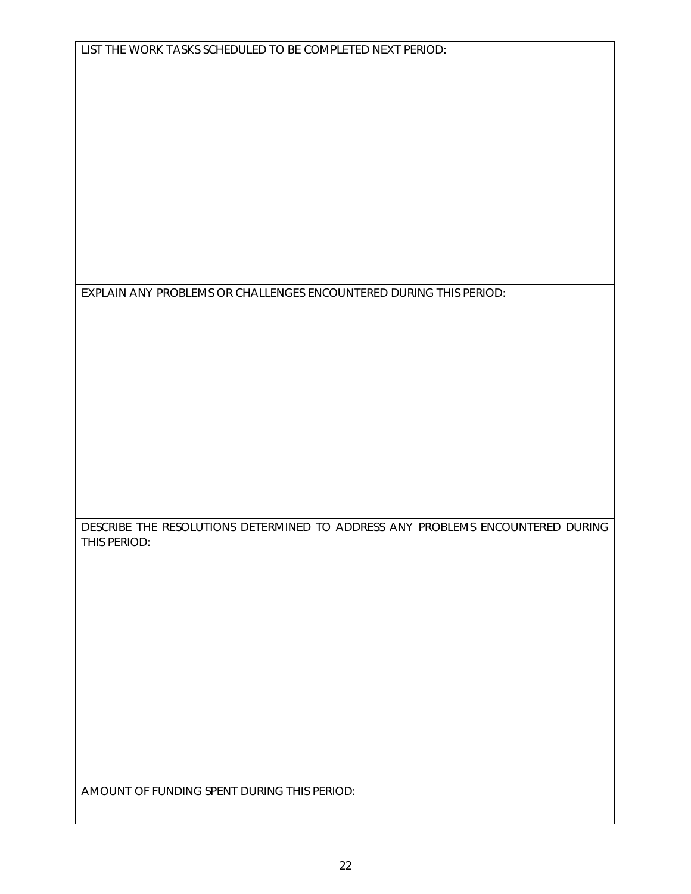LIST THE WORK TASKS SCHEDULED TO BE COMPLETED NEXT PERIOD:

EXPLAIN ANY PROBLEMS OR CHALLENGES ENCOUNTERED DURING THIS PERIOD:

DESCRIBE THE RESOLUTIONS DETERMINED TO ADDRESS ANY PROBLEMS ENCOUNTERED DURING THIS PERIOD:

AMOUNT OF FUNDING SPENT DURING THIS PERIOD: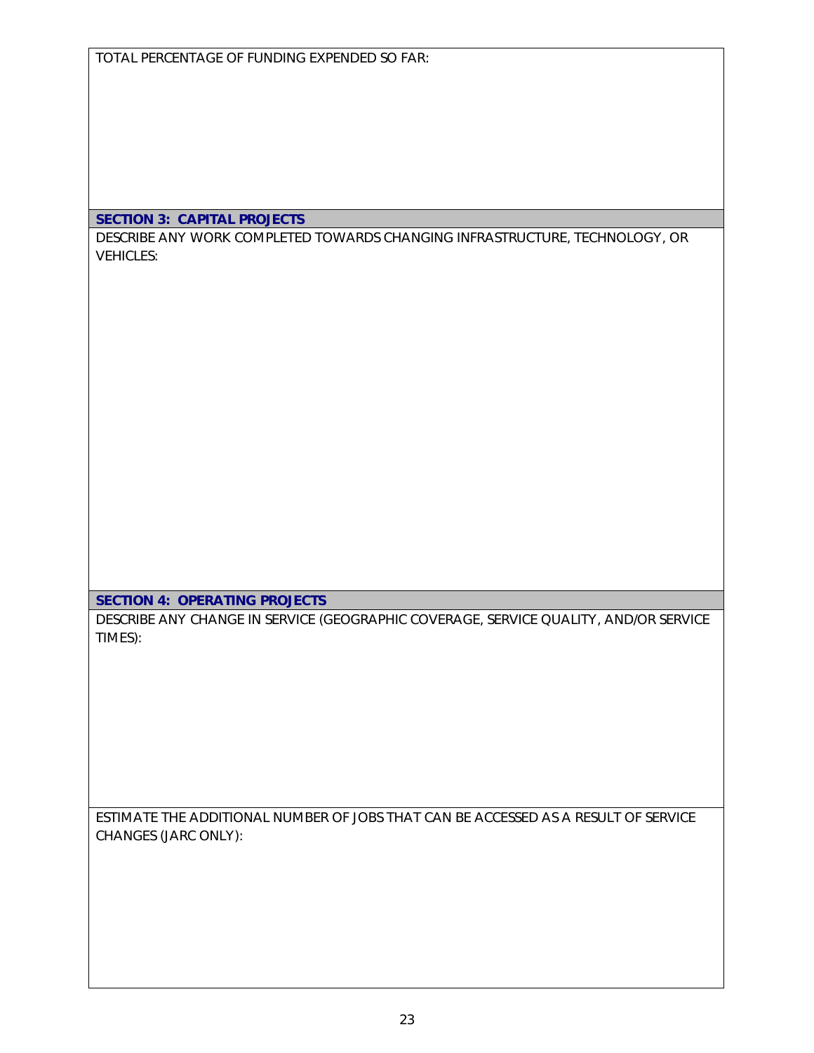TOTAL PERCENTAGE OF FUNDING EXPENDED SO FAR:

## SECTION 3: CAPITAL PROJECTS

DESCRIBE ANY WORK COMPLETED TOWARDS CHANGING INFRASTRUCTURE, TECHNOLOGY, OR VEHICLES:

## SECTION 4: OPERATING PROJECTS

DESCRIBE ANY CHANGE IN SERVICE (GEOGRAPHIC COVERAGE, SERVICE QUALITY, AND/OR SERVICE TIMES):

ESTIMATE THE ADDITIONAL NUMBER OF JOBS THAT CAN BE ACCESSED AS A RESULT OF SERVICE CHANGES (JARC ONLY):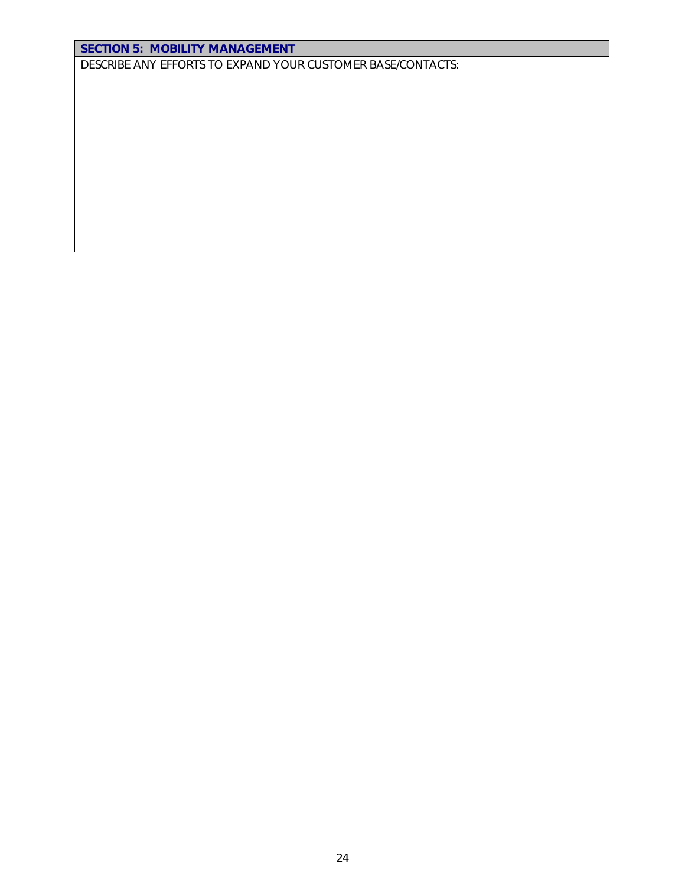## SECTION 5: MOBILITY MANAGEMENT

DESCRIBE ANY EFFORTS TO EXPAND YOUR CUSTOMER BASE/CONTACTS: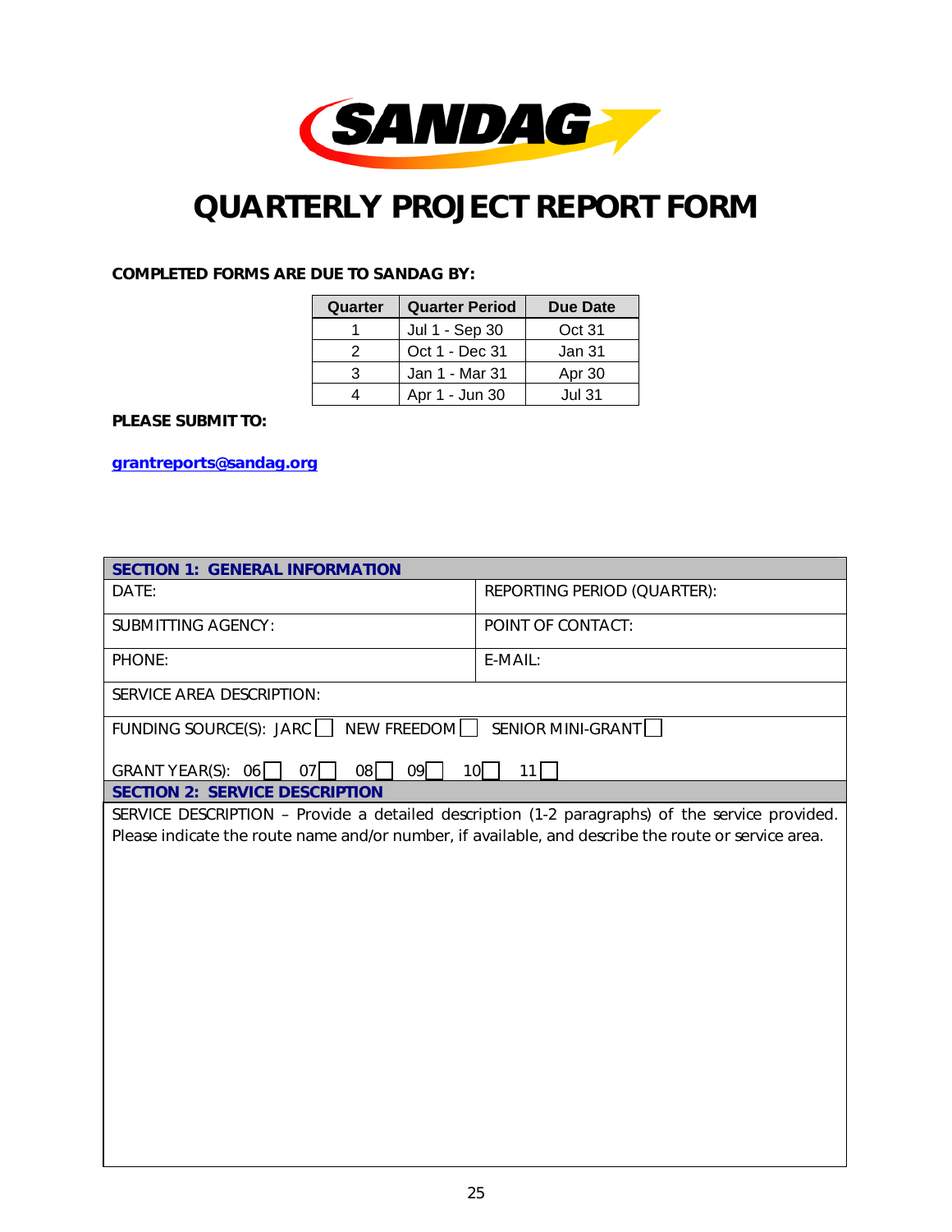# QUARTERLY PROJECT REPORT FORM

**COMPLETED FORMS ARE DUE TO SANDAG BY:**

| Quarter | Quarter Period | Due Date |
|---|---|---|
| 1 | Jul 1 - Sep 30 | Oct 31 |
| 2 | Oct 1 - Dec 31 | Jan 31 |
| 3 | Jan 1 - Mar 31 | Apr 30 |
| 4 | Apr 1 - Jun 30 | Jul 31 |

**PLEASE SUBMIT TO:**

**grantreports@sandag.org**

| **SECTION 1: GENERAL INFORMATION** | |
|---|---|
| DATE: | REPORTING PERIOD (QUARTER): |
| SUBMITTING AGENCY: | POINT OF CONTACT: |
| PHONE: | E-MAIL: |
| SERVICE AREA DESCRIPTION: | |
| FUNDING SOURCE(S): JARC ☐ NEW FREEDOM ☐ SENIOR MINI-GRANT ☐ <br> GRANT YEAR(S): 06 ☐ 07 ☐ 08 ☐ 09 ☐ 10 ☐ 11 ☐ | |

| **SECTION 2: SERVICE DESCRIPTION** |
|---|
| SERVICE DESCRIPTION – Provide a detailed description (1-2 paragraphs) of the service provided. Please indicate the route name and/or number, if available, and describe the route or service area. |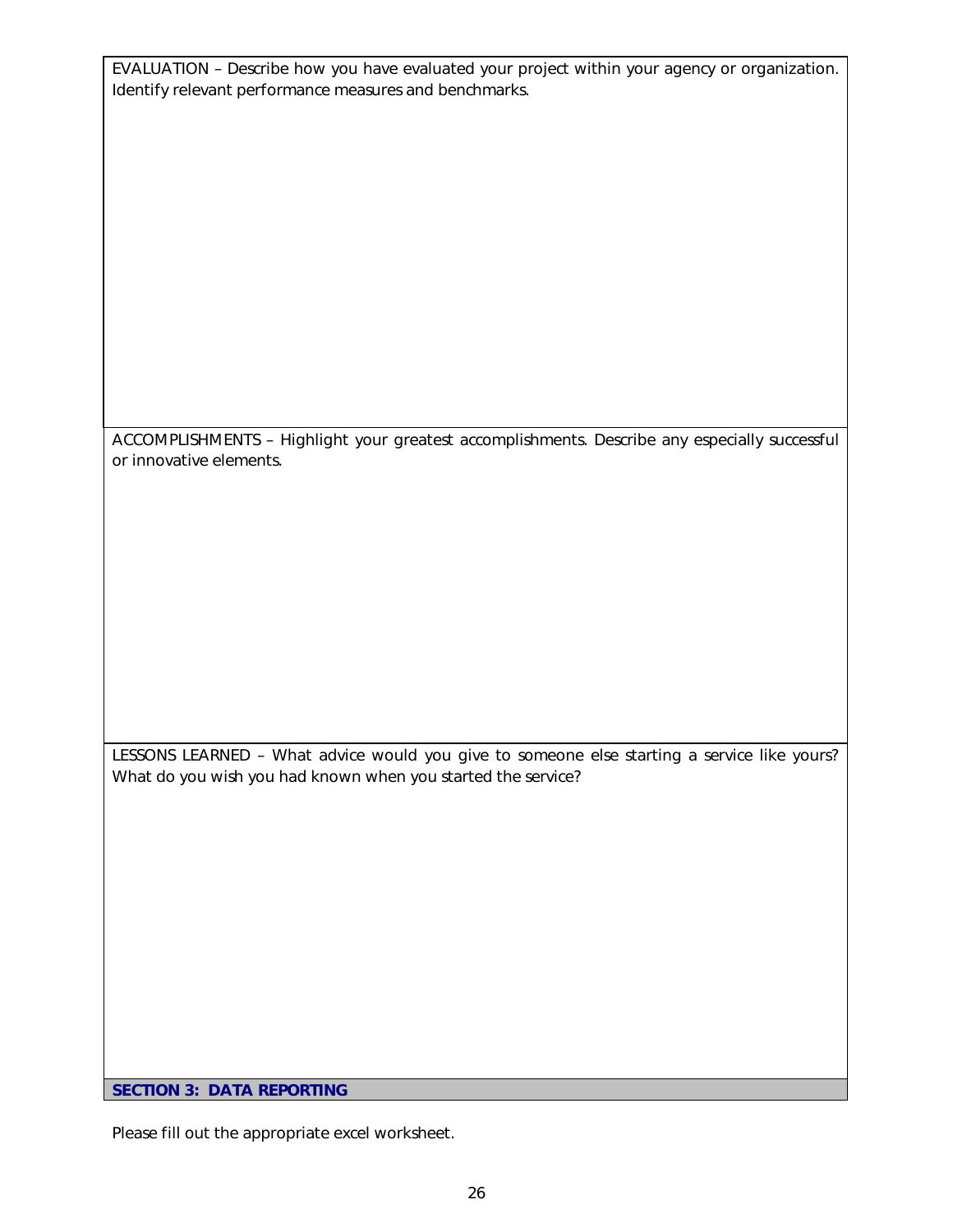EVALUATION – Describe how you have evaluated your project within your agency or organization. Identify relevant performance measures and benchmarks.

ACCOMPLISHMENTS – Highlight your greatest accomplishments. Describe any especially successful or innovative elements.

LESSONS LEARNED – What advice would you give to someone else starting a service like yours? What do you wish you had known when you started the service?

**SECTION 3: DATA REPORTING**

Please fill out the appropriate excel worksheet.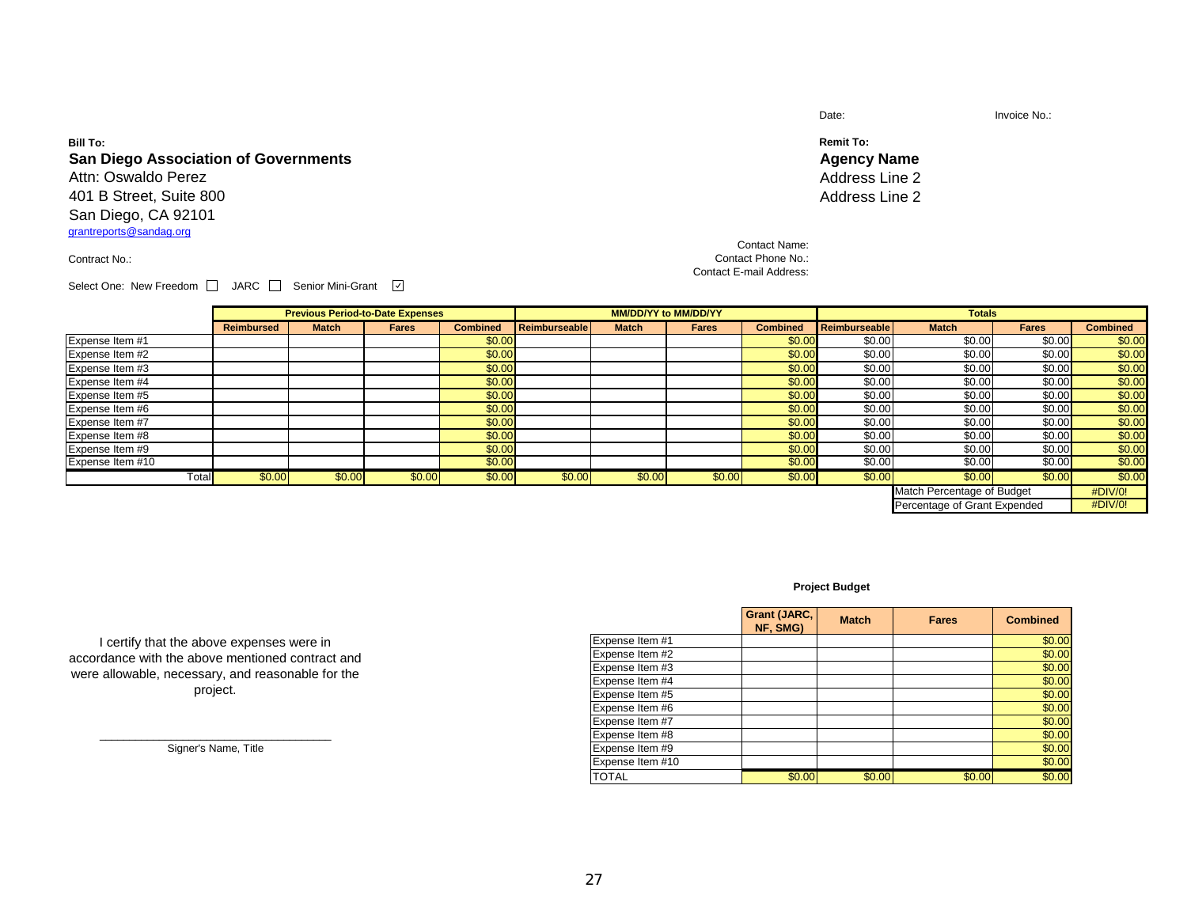Date: Invoice No.:

**Bill To:**

**San Diego Association of Governments**

Attn: Oswaldo Perez

401 B Street, Suite 800

San Diego, CA 92101

grantreports@sandag.org

**Remit To:**

**Agency Name**

Address Line 2

Address Line 2

Contract No.:

Contact Name:

Contact Phone No.:

Contact E-mail Address:

Select One: New Freedom ☐ JARC ☐ Senior Mini-Grant ☑

| | Previous Period-to-Date Expenses | | | | MM/DD/YY to MM/DD/YY | | | | Totals | | | |
|---|---|---|---|---|---|---|---|---|---|---|---|---|
| | Reimbursed | Match | Fares | Combined | Reimburseable | Match | Fares | Combined | Reimburseable | Match | Fares | Combined |
| Expense Item #1 | | | | $0.00 | | | | $0.00 | $0.00 | $0.00 | $0.00 | $0.00 |
| Expense Item #2 | | | | $0.00 | | | | $0.00 | $0.00 | $0.00 | $0.00 | $0.00 |
| Expense Item #3 | | | | $0.00 | | | | $0.00 | $0.00 | $0.00 | $0.00 | $0.00 |
| Expense Item #4 | | | | $0.00 | | | | $0.00 | $0.00 | $0.00 | $0.00 | $0.00 |
| Expense Item #5 | | | | $0.00 | | | | $0.00 | $0.00 | $0.00 | $0.00 | $0.00 |
| Expense Item #6 | | | | $0.00 | | | | $0.00 | $0.00 | $0.00 | $0.00 | $0.00 |
| Expense Item #7 | | | | $0.00 | | | | $0.00 | $0.00 | $0.00 | $0.00 | $0.00 |
| Expense Item #8 | | | | $0.00 | | | | $0.00 | $0.00 | $0.00 | $0.00 | $0.00 |
| Expense Item #9 | | | | $0.00 | | | | $0.00 | $0.00 | $0.00 | $0.00 | $0.00 |
| Expense Item #10 | | | | $0.00 | | | | $0.00 | $0.00 | $0.00 | $0.00 | $0.00 |
| Total | $0.00 | $0.00 | $0.00 | $0.00 | $0.00 | $0.00 | $0.00 | $0.00 | $0.00 | $0.00 | $0.00 | $0.00 |
| | | | | | | | | | | Match Percentage of Budget | | #DIV/0! |
| | | | | | | | | | | Percentage of Grant Expended | | #DIV/0! |

**Project Budget**

| | Grant (JARC, NF, SMG) | Match | Fares | Combined |
|---|---|---|---|---|
| Expense Item #1 | | | | $0.00 |
| Expense Item #2 | | | | $0.00 |
| Expense Item #3 | | | | $0.00 |
| Expense Item #4 | | | | $0.00 |
| Expense Item #5 | | | | $0.00 |
| Expense Item #6 | | | | $0.00 |
| Expense Item #7 | | | | $0.00 |
| Expense Item #8 | | | | $0.00 |
| Expense Item #9 | | | | $0.00 |
| Expense Item #10 | | | | $0.00 |
| TOTAL | $0.00 | $0.00 | $0.00 | $0.00 |

I certify that the above expenses were in accordance with the above mentioned contract and were allowable, necessary, and reasonable for the project.

\_\_\_\_\_\_\_\_\_\_\_\_\_\_\_\_\_\_\_\_\_\_\_\_\_\_\_\_\_\_\_\_\_\_\_

Signer's Name, Title